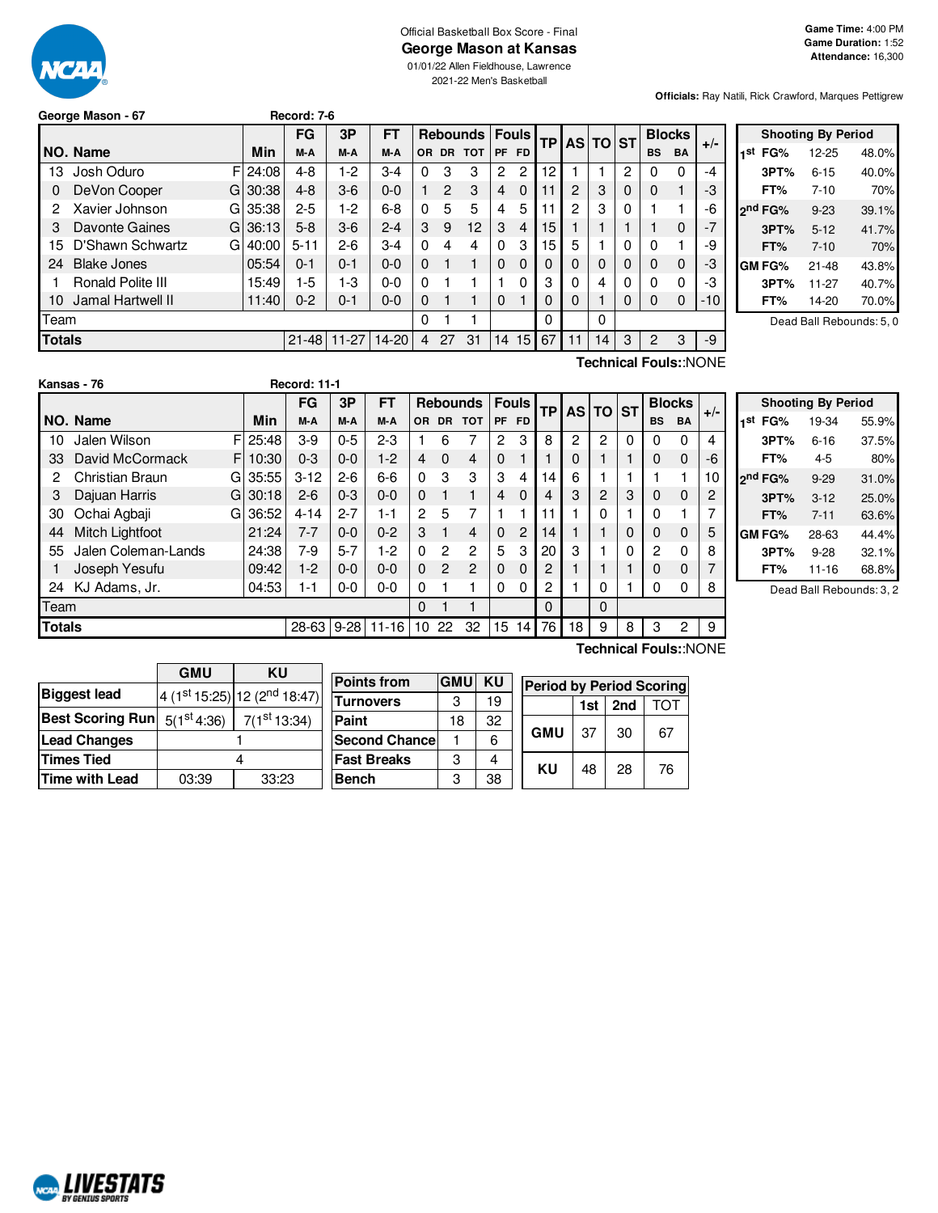Official Basketball Box Score - Final

# George Mason at Kansas

01/01/22 Allen Fieldhouse, Lawrence

2021-22 Men's Basketball

**Game Time:** 4:00 PM
**Game Duration:** 1:52
**Attendance:** 16,300

**Officials:** Ray Natili, Rick Crawford, Marques Pettigrew

**George Mason - 67** Record: 7-6

| NO. | Name | | Min | FG M-A | 3P M-A | FT M-A | OR | DR | TOT | PF | FD | TP | AS | TO | ST | BS | BA | +/- |
|---|---|---|---|---|---|---|---|---|---|---|---|---|---|---|---|---|---|---|
| 13 | Josh Oduro | F | 24:08 | 4-8 | 1-2 | 3-4 | 0 | 3 | 3 | 2 | 2 | 12 | 1 | 1 | 2 | 0 | 0 | -4 |
| 0 | DeVon Cooper | G | 30:38 | 4-8 | 3-6 | 0-0 | 1 | 2 | 3 | 4 | 0 | 11 | 2 | 3 | 0 | 0 | 1 | -3 |
| 2 | Xavier Johnson | G | 35:38 | 2-5 | 1-2 | 6-8 | 0 | 5 | 5 | 4 | 5 | 11 | 2 | 3 | 0 | 1 | 1 | -6 |
| 3 | Davonte Gaines | G | 36:13 | 5-8 | 3-6 | 2-4 | 3 | 9 | 12 | 3 | 4 | 15 | 1 | 1 | 1 | 1 | 0 | -7 |
| 15 | D'Shawn Schwartz | G | 40:00 | 5-11 | 2-6 | 3-4 | 0 | 4 | 4 | 0 | 3 | 15 | 5 | 1 | 0 | 0 | 1 | -9 |
| 24 | Blake Jones | | 05:54 | 0-1 | 0-1 | 0-0 | 0 | 1 | 1 | 0 | 0 | 0 | 0 | 0 | 0 | 0 | 0 | -3 |
| 1 | Ronald Polite III | | 15:49 | 1-5 | 1-3 | 0-0 | 0 | 1 | 1 | 1 | 0 | 3 | 0 | 4 | 0 | 0 | 0 | -3 |
| 10 | Jamal Hartwell II | | 11:40 | 0-2 | 0-1 | 0-0 | 0 | 1 | 1 | 0 | 1 | 0 | 0 | 1 | 0 | 0 | 0 | -10 |
| | Team | | | | | | 0 | 1 | 1 | | | 0 | | 0 | | | | |
| | **Totals** | | | 21-48 | 11-27 | 14-20 | 4 | 27 | 31 | 14 | 15 | 67 | 11 | 14 | 3 | 2 | 3 | -9 |

**Technical Fouls:**:NONE

| Shooting By Period | | |
|---|---|---|
| 1st FG% | 12-25 | 48.0% |
| 3PT% | 6-15 | 40.0% |
| FT% | 7-10 | 70% |
| 2nd FG% | 9-23 | 39.1% |
| 3PT% | 5-12 | 41.7% |
| FT% | 7-10 | 70% |
| GM FG% | 21-48 | 43.8% |
| 3PT% | 11-27 | 40.7% |
| FT% | 14-20 | 70.0% |

Dead Ball Rebounds: 5, 0

**Kansas - 76** Record: 11-1

| NO. | Name | | Min | FG M-A | 3P M-A | FT M-A | OR | DR | TOT | PF | FD | TP | AS | TO | ST | BS | BA | +/- |
|---|---|---|---|---|---|---|---|---|---|---|---|---|---|---|---|---|---|---|
| 10 | Jalen Wilson | F | 25:48 | 3-9 | 0-5 | 2-3 | 1 | 6 | 7 | 2 | 3 | 8 | 2 | 2 | 0 | 0 | 0 | 4 |
| 33 | David McCormack | F | 10:30 | 0-3 | 0-0 | 1-2 | 4 | 0 | 4 | 0 | 1 | 1 | 0 | 1 | 1 | 0 | 0 | -6 |
| 2 | Christian Braun | G | 35:55 | 3-12 | 2-6 | 6-6 | 0 | 3 | 3 | 3 | 4 | 14 | 6 | 1 | 1 | 1 | 1 | 10 |
| 3 | Dajuan Harris | G | 30:18 | 2-6 | 0-3 | 0-0 | 0 | 1 | 1 | 4 | 0 | 4 | 3 | 2 | 3 | 0 | 0 | 2 |
| 30 | Ochai Agbaji | G | 36:52 | 4-14 | 2-7 | 1-1 | 2 | 5 | 7 | 1 | 1 | 11 | 1 | 0 | 1 | 0 | 1 | 7 |
| 44 | Mitch Lightfoot | | 21:24 | 7-7 | 0-0 | 0-2 | 3 | 1 | 4 | 0 | 2 | 14 | 1 | 1 | 0 | 0 | 0 | 5 |
| 55 | Jalen Coleman-Lands | | 24:38 | 7-9 | 5-7 | 1-2 | 0 | 2 | 2 | 5 | 3 | 20 | 3 | 1 | 0 | 2 | 0 | 8 |
| 1 | Joseph Yesufu | | 09:42 | 1-2 | 0-0 | 0-0 | 0 | 2 | 2 | 0 | 0 | 2 | 1 | 1 | 1 | 0 | 0 | 7 |
| 24 | KJ Adams, Jr. | | 04:53 | 1-1 | 0-0 | 0-0 | 0 | 1 | 1 | 0 | 0 | 2 | 1 | 0 | 1 | 0 | 0 | 8 |
| | Team | | | | | | 0 | 1 | 1 | | | 0 | | 0 | | | | |
| | **Totals** | | | 28-63 | 9-28 | 11-16 | 10 | 22 | 32 | 15 | 14 | 76 | 18 | 9 | 8 | 3 | 2 | 9 |

**Technical Fouls:**:NONE

| Shooting By Period | | |
|---|---|---|
| 1st FG% | 19-34 | 55.9% |
| 3PT% | 6-16 | 37.5% |
| FT% | 4-5 | 80% |
| 2nd FG% | 9-29 | 31.0% |
| 3PT% | 3-12 | 25.0% |
| FT% | 7-11 | 63.6% |
| GM FG% | 28-63 | 44.4% |
| 3PT% | 9-28 | 32.1% |
| FT% | 11-16 | 68.8% |

Dead Ball Rebounds: 3, 2

| | GMU | KU |
|---|---|---|
| Biggest lead | 4 (1st 15:25) | 12 (2nd 18:47) |
| Best Scoring Run | 5(1st 4:36) | 7(1st 13:34) |
| Lead Changes | 1 | |
| Times Tied | 4 | |
| Time with Lead | 03:39 | 33:23 |

| Points from | GMU | KU |
|---|---|---|
| Turnovers | 3 | 19 |
| Paint | 18 | 32 |
| Second Chance | 1 | 6 |
| Fast Breaks | 3 | 4 |
| Bench | 3 | 38 |

| Period by Period Scoring | 1st | 2nd | TOT |
|---|---|---|---|
| GMU | 37 | 30 | 67 |
| KU | 48 | 28 | 76 |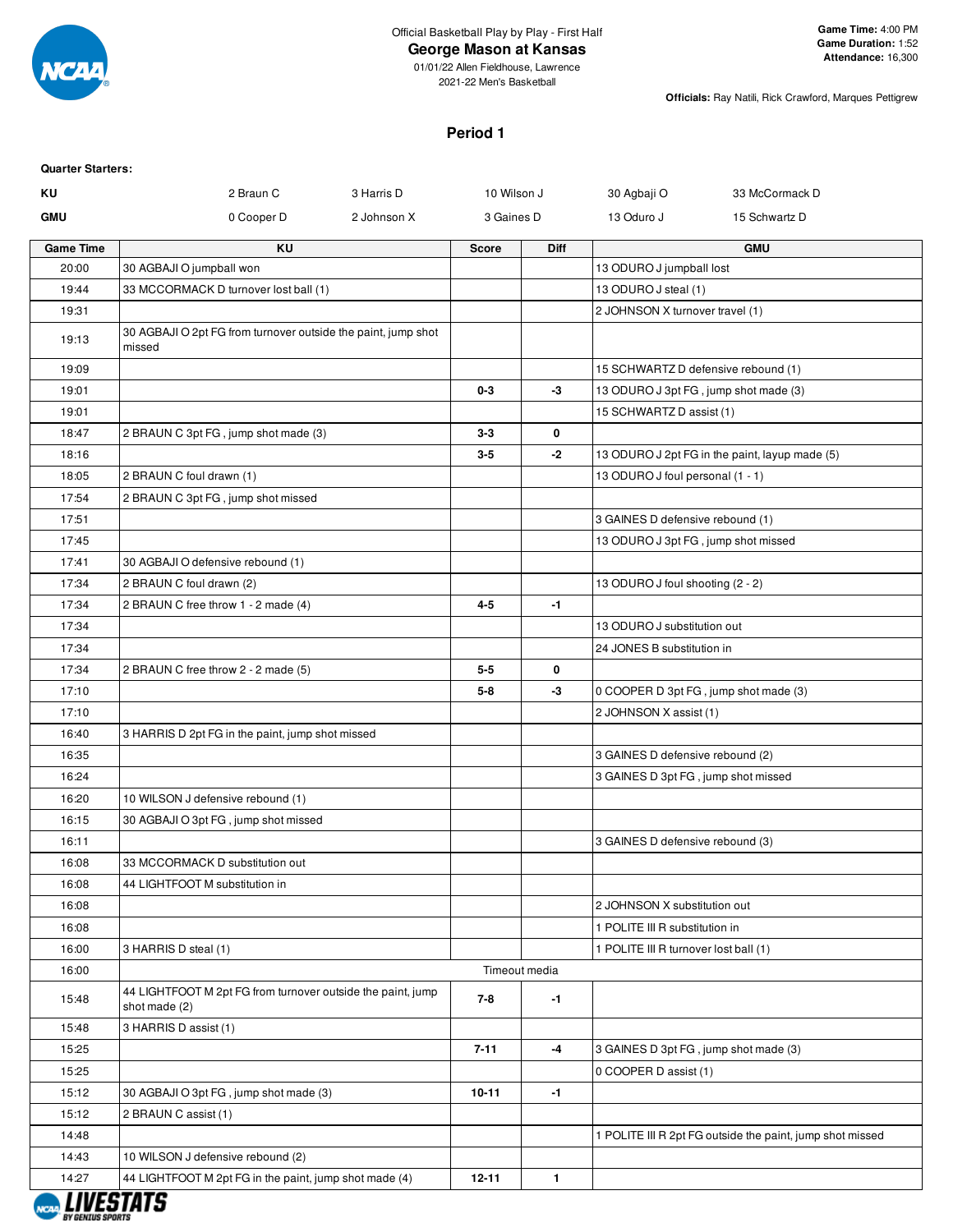Official Basketball Play by Play - First Half

**George Mason at Kansas**

01/01/22 Allen Fieldhouse, Lawrence

2021-22 Men's Basketball

**Game Time:** 4:00 PM
**Game Duration:** 1:52
**Attendance:** 16,300

**Officials:** Ray Natili, Rick Crawford, Marques Pettigrew

## Period 1

**Quarter Starters:**

| | | | | | |
|---|---|---|---|---|---|
| **KU** | 2 Braun C | 3 Harris D | 10 Wilson J | 30 Agbaji O | 33 McCormack D |
| **GMU** | 0 Cooper D | 2 Johnson X | 3 Gaines D | 13 Oduro J | 15 Schwartz D |

| Game Time | KU | Score | Diff | GMU |
|---|---|---|---|---|
| 20:00 | 30 AGBAJI O jumpball won | | | 13 ODURO J jumpball lost |
| 19:44 | 33 MCCORMACK D turnover lost ball (1) | | | 13 ODURO J steal (1) |
| 19:31 | | | | 2 JOHNSON X turnover travel (1) |
| 19:13 | 30 AGBAJI O 2pt FG from turnover outside the paint, jump shot missed | | | |
| 19:09 | | | | 15 SCHWARTZ D defensive rebound (1) |
| 19:01 | | 0-3 | -3 | 13 ODURO J 3pt FG , jump shot made (3) |
| 19:01 | | | | 15 SCHWARTZ D assist (1) |
| 18:47 | 2 BRAUN C 3pt FG , jump shot made (3) | 3-3 | 0 | |
| 18:16 | | 3-5 | -2 | 13 ODURO J 2pt FG in the paint, layup made (5) |
| 18:05 | 2 BRAUN C foul drawn (1) | | | 13 ODURO J foul personal (1 - 1) |
| 17:54 | 2 BRAUN C 3pt FG , jump shot missed | | | |
| 17:51 | | | | 3 GAINES D defensive rebound (1) |
| 17:45 | | | | 13 ODURO J 3pt FG , jump shot missed |
| 17:41 | 30 AGBAJI O defensive rebound (1) | | | |
| 17:34 | 2 BRAUN C foul drawn (2) | | | 13 ODURO J foul shooting (2 - 2) |
| 17:34 | 2 BRAUN C free throw 1 - 2 made (4) | 4-5 | -1 | |
| 17:34 | | | | 13 ODURO J substitution out |
| 17:34 | | | | 24 JONES B substitution in |
| 17:34 | 2 BRAUN C free throw 2 - 2 made (5) | 5-5 | 0 | |
| 17:10 | | 5-8 | -3 | 0 COOPER D 3pt FG , jump shot made (3) |
| 17:10 | | | | 2 JOHNSON X assist (1) |
| 16:40 | 3 HARRIS D 2pt FG in the paint, jump shot missed | | | |
| 16:35 | | | | 3 GAINES D defensive rebound (2) |
| 16:24 | | | | 3 GAINES D 3pt FG , jump shot missed |
| 16:20 | 10 WILSON J defensive rebound (1) | | | |
| 16:15 | 30 AGBAJI O 3pt FG , jump shot missed | | | |
| 16:11 | | | | 3 GAINES D defensive rebound (3) |
| 16:08 | 33 MCCORMACK D substitution out | | | |
| 16:08 | 44 LIGHTFOOT M substitution in | | | |
| 16:08 | | | | 2 JOHNSON X substitution out |
| 16:08 | | | | 1 POLITE III R substitution in |
| 16:00 | 3 HARRIS D steal (1) | | | 1 POLITE III R turnover lost ball (1) |
| 16:00 | Timeout media | | | |
| 15:48 | 44 LIGHTFOOT M 2pt FG from turnover outside the paint, jump shot made (2) | 7-8 | -1 | |
| 15:48 | 3 HARRIS D assist (1) | | | |
| 15:25 | | 7-11 | -4 | 3 GAINES D 3pt FG , jump shot made (3) |
| 15:25 | | | | 0 COOPER D assist (1) |
| 15:12 | 30 AGBAJI O 3pt FG , jump shot made (3) | 10-11 | -1 | |
| 15:12 | 2 BRAUN C assist (1) | | | |
| 14:48 | | | | 1 POLITE III R 2pt FG outside the paint, jump shot missed |
| 14:43 | 10 WILSON J defensive rebound (2) | | | |
| 14:27 | 44 LIGHTFOOT M 2pt FG in the paint, jump shot made (4) | 12-11 | 1 | |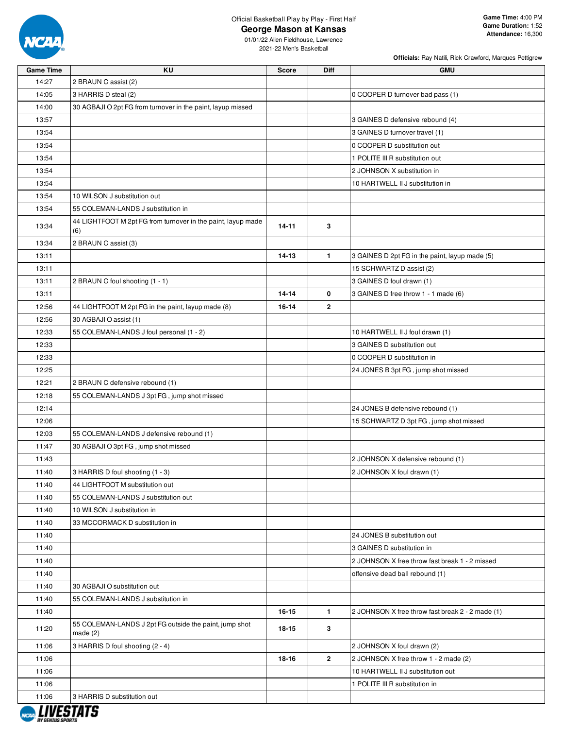Official Basketball Play by Play - First Half

# George Mason at Kansas

01/01/22 Allen Fieldhouse, Lawrence

2021-22 Men's Basketball

**Game Time:** 4:00 PM
**Game Duration:** 1:52
**Attendance:** 16,300

**Officials:** Ray Natili, Rick Crawford, Marques Pettigrew

| Game Time | KU | Score | Diff | GMU |
|---|---|---|---|---|
| 14:27 | 2 BRAUN C assist (2) | | | |
| 14:05 | 3 HARRIS D steal (2) | | | 0 COOPER D turnover bad pass (1) |
| 14:00 | 30 AGBAJI O 2pt FG from turnover in the paint, layup missed | | | |
| 13:57 | | | | 3 GAINES D defensive rebound (4) |
| 13:54 | | | | 3 GAINES D turnover travel (1) |
| 13:54 | | | | 0 COOPER D substitution out |
| 13:54 | | | | 1 POLITE III R substitution out |
| 13:54 | | | | 2 JOHNSON X substitution in |
| 13:54 | | | | 10 HARTWELL II J substitution in |
| 13:54 | 10 WILSON J substitution out | | | |
| 13:54 | 55 COLEMAN-LANDS J substitution in | | | |
| 13:34 | 44 LIGHTFOOT M 2pt FG from turnover in the paint, layup made (6) | 14-11 | 3 | |
| 13:34 | 2 BRAUN C assist (3) | | | |
| 13:11 | | 14-13 | 1 | 3 GAINES D 2pt FG in the paint, layup made (5) |
| 13:11 | | | | 15 SCHWARTZ D assist (2) |
| 13:11 | 2 BRAUN C foul shooting (1 - 1) | | | 3 GAINES D foul drawn (1) |
| 13:11 | | 14-14 | 0 | 3 GAINES D free throw 1 - 1 made (6) |
| 12:56 | 44 LIGHTFOOT M 2pt FG in the paint, layup made (8) | 16-14 | 2 | |
| 12:56 | 30 AGBAJI O assist (1) | | | |
| 12:33 | 55 COLEMAN-LANDS J foul personal (1 - 2) | | | 10 HARTWELL II J foul drawn (1) |
| 12:33 | | | | 3 GAINES D substitution out |
| 12:33 | | | | 0 COOPER D substitution in |
| 12:25 | | | | 24 JONES B 3pt FG , jump shot missed |
| 12:21 | 2 BRAUN C defensive rebound (1) | | | |
| 12:18 | 55 COLEMAN-LANDS J 3pt FG , jump shot missed | | | |
| 12:14 | | | | 24 JONES B defensive rebound (1) |
| 12:06 | | | | 15 SCHWARTZ D 3pt FG , jump shot missed |
| 12:03 | 55 COLEMAN-LANDS J defensive rebound (1) | | | |
| 11:47 | 30 AGBAJI O 3pt FG , jump shot missed | | | |
| 11:43 | | | | 2 JOHNSON X defensive rebound (1) |
| 11:40 | 3 HARRIS D foul shooting (1 - 3) | | | 2 JOHNSON X foul drawn (1) |
| 11:40 | 44 LIGHTFOOT M substitution out | | | |
| 11:40 | 55 COLEMAN-LANDS J substitution out | | | |
| 11:40 | 10 WILSON J substitution in | | | |
| 11:40 | 33 MCCORMACK D substitution in | | | |
| 11:40 | | | | 24 JONES B substitution out |
| 11:40 | | | | 3 GAINES D substitution in |
| 11:40 | | | | 2 JOHNSON X free throw fast break 1 - 2 missed |
| 11:40 | | | | offensive dead ball rebound (1) |
| 11:40 | 30 AGBAJI O substitution out | | | |
| 11:40 | 55 COLEMAN-LANDS J substitution in | | | |
| 11:40 | | 16-15 | 1 | 2 JOHNSON X free throw fast break 2 - 2 made (1) |
| 11:20 | 55 COLEMAN-LANDS J 2pt FG outside the paint, jump shot made (2) | 18-15 | 3 | |
| 11:06 | 3 HARRIS D foul shooting (2 - 4) | | | 2 JOHNSON X foul drawn (2) |
| 11:06 | | 18-16 | 2 | 2 JOHNSON X free throw 1 - 2 made (2) |
| 11:06 | | | | 10 HARTWELL II J substitution out |
| 11:06 | | | | 1 POLITE III R substitution in |
| 11:06 | 3 HARRIS D substitution out | | | |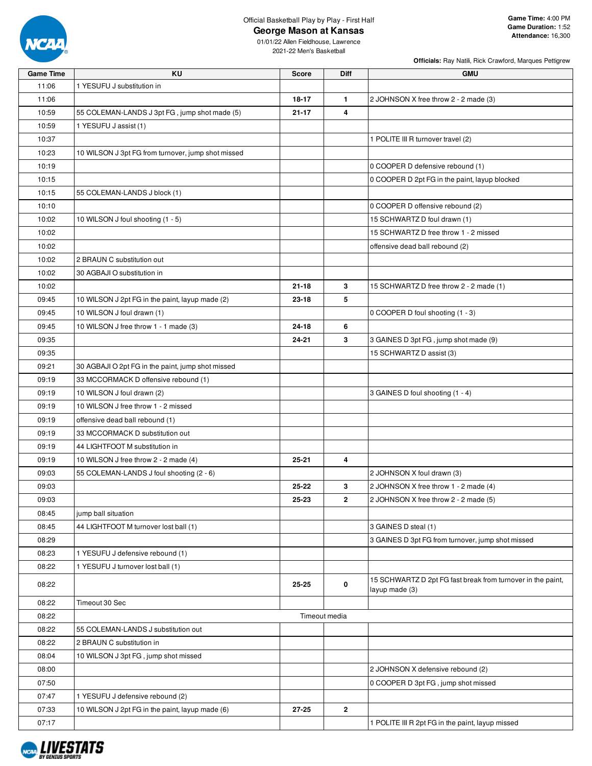Official Basketball Play by Play - First Half

# George Mason at Kansas

01/01/22 Allen Fieldhouse, Lawrence
2021-22 Men's Basketball

**Game Time:** 4:00 PM
**Game Duration:** 1:52
**Attendance:** 16,300

**Officials:** Ray Natili, Rick Crawford, Marques Pettigrew

| Game Time | KU | Score | Diff | GMU |
|---|---|---|---|---|
| 11:06 | 1 YESUFU J substitution in | | | |
| 11:06 | | 18-17 | 1 | 2 JOHNSON X free throw 2 - 2 made (3) |
| 10:59 | 55 COLEMAN-LANDS J 3pt FG , jump shot made (5) | 21-17 | 4 | |
| 10:59 | 1 YESUFU J assist (1) | | | |
| 10:37 | | | | 1 POLITE III R turnover travel (2) |
| 10:23 | 10 WILSON J 3pt FG from turnover, jump shot missed | | | |
| 10:19 | | | | 0 COOPER D defensive rebound (1) |
| 10:15 | | | | 0 COOPER D 2pt FG in the paint, layup blocked |
| 10:15 | 55 COLEMAN-LANDS J block (1) | | | |
| 10:10 | | | | 0 COOPER D offensive rebound (2) |
| 10:02 | 10 WILSON J foul shooting (1 - 5) | | | 15 SCHWARTZ D foul drawn (1) |
| 10:02 | | | | 15 SCHWARTZ D free throw 1 - 2 missed |
| 10:02 | | | | offensive dead ball rebound (2) |
| 10:02 | 2 BRAUN C substitution out | | | |
| 10:02 | 30 AGBAJI O substitution in | | | |
| 10:02 | | 21-18 | 3 | 15 SCHWARTZ D free throw 2 - 2 made (1) |
| 09:45 | 10 WILSON J 2pt FG in the paint, layup made (2) | 23-18 | 5 | |
| 09:45 | 10 WILSON J foul drawn (1) | | | 0 COOPER D foul shooting (1 - 3) |
| 09:45 | 10 WILSON J free throw 1 - 1 made (3) | 24-18 | 6 | |
| 09:35 | | 24-21 | 3 | 3 GAINES D 3pt FG , jump shot made (9) |
| 09:35 | | | | 15 SCHWARTZ D assist (3) |
| 09:21 | 30 AGBAJI O 2pt FG in the paint, jump shot missed | | | |
| 09:19 | 33 MCCORMACK D offensive rebound (1) | | | |
| 09:19 | 10 WILSON J foul drawn (2) | | | 3 GAINES D foul shooting (1 - 4) |
| 09:19 | 10 WILSON J free throw 1 - 2 missed | | | |
| 09:19 | offensive dead ball rebound (1) | | | |
| 09:19 | 33 MCCORMACK D substitution out | | | |
| 09:19 | 44 LIGHTFOOT M substitution in | | | |
| 09:19 | 10 WILSON J free throw 2 - 2 made (4) | 25-21 | 4 | |
| 09:03 | 55 COLEMAN-LANDS J foul shooting (2 - 6) | | | 2 JOHNSON X foul drawn (3) |
| 09:03 | | 25-22 | 3 | 2 JOHNSON X free throw 1 - 2 made (4) |
| 09:03 | | 25-23 | 2 | 2 JOHNSON X free throw 2 - 2 made (5) |
| 08:45 | jump ball situation | | | |
| 08:45 | 44 LIGHTFOOT M turnover lost ball (1) | | | 3 GAINES D steal (1) |
| 08:29 | | | | 3 GAINES D 3pt FG from turnover, jump shot missed |
| 08:23 | 1 YESUFU J defensive rebound (1) | | | |
| 08:22 | 1 YESUFU J turnover lost ball (1) | | | |
| 08:22 | | 25-25 | 0 | 15 SCHWARTZ D 2pt FG fast break from turnover in the paint, layup made (3) |
| 08:22 | Timeout 30 Sec | | | |
| 08:22 | Timeout media | | | |
| 08:22 | 55 COLEMAN-LANDS J substitution out | | | |
| 08:22 | 2 BRAUN C substitution in | | | |
| 08:04 | 10 WILSON J 3pt FG , jump shot missed | | | |
| 08:00 | | | | 2 JOHNSON X defensive rebound (2) |
| 07:50 | | | | 0 COOPER D 3pt FG , jump shot missed |
| 07:47 | 1 YESUFU J defensive rebound (2) | | | |
| 07:33 | 10 WILSON J 2pt FG in the paint, layup made (6) | 27-25 | 2 | |
| 07:17 | | | | 1 POLITE III R 2pt FG in the paint, layup missed |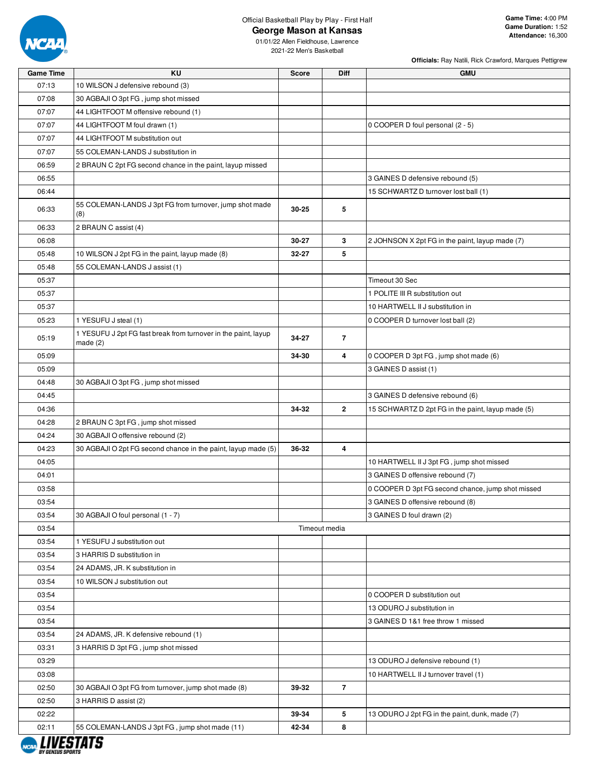Official Basketball Play by Play - First Half

# George Mason at Kansas

01/01/22 Allen Fieldhouse, Lawrence
2021-22 Men's Basketball

**Game Time:** 4:00 PM
**Game Duration:** 1:52
**Attendance:** 16,300

**Officials:** Ray Natili, Rick Crawford, Marques Pettigrew

| Game Time | KU | Score | Diff | GMU |
|---|---|---|---|---|
| 07:13 | 10 WILSON J defensive rebound (3) | | | |
| 07:08 | 30 AGBAJI O 3pt FG , jump shot missed | | | |
| 07:07 | 44 LIGHTFOOT M offensive rebound (1) | | | |
| 07:07 | 44 LIGHTFOOT M foul drawn (1) | | | 0 COOPER D foul personal (2 - 5) |
| 07:07 | 44 LIGHTFOOT M substitution out | | | |
| 07:07 | 55 COLEMAN-LANDS J substitution in | | | |
| 06:59 | 2 BRAUN C 2pt FG second chance in the paint, layup missed | | | |
| 06:55 | | | | 3 GAINES D defensive rebound (5) |
| 06:44 | | | | 15 SCHWARTZ D turnover lost ball (1) |
| 06:33 | 55 COLEMAN-LANDS J 3pt FG from turnover, jump shot made (8) | 30-25 | 5 | |
| 06:33 | 2 BRAUN C assist (4) | | | |
| 06:08 | | 30-27 | 3 | 2 JOHNSON X 2pt FG in the paint, layup made (7) |
| 05:48 | 10 WILSON J 2pt FG in the paint, layup made (8) | 32-27 | 5 | |
| 05:48 | 55 COLEMAN-LANDS J assist (1) | | | |
| 05:37 | | | | Timeout 30 Sec |
| 05:37 | | | | 1 POLITE III R substitution out |
| 05:37 | | | | 10 HARTWELL II J substitution in |
| 05:23 | 1 YESUFU J steal (1) | | | 0 COOPER D turnover lost ball (2) |
| 05:19 | 1 YESUFU J 2pt FG fast break from turnover in the paint, layup made (2) | 34-27 | 7 | |
| 05:09 | | 34-30 | 4 | 0 COOPER D 3pt FG , jump shot made (6) |
| 05:09 | | | | 3 GAINES D assist (1) |
| 04:48 | 30 AGBAJI O 3pt FG , jump shot missed | | | |
| 04:45 | | | | 3 GAINES D defensive rebound (6) |
| 04:36 | | 34-32 | 2 | 15 SCHWARTZ D 2pt FG in the paint, layup made (5) |
| 04:28 | 2 BRAUN C 3pt FG , jump shot missed | | | |
| 04:24 | 30 AGBAJI O offensive rebound (2) | | | |
| 04:23 | 30 AGBAJI O 2pt FG second chance in the paint, layup made (5) | 36-32 | 4 | |
| 04:05 | | | | 10 HARTWELL II J 3pt FG , jump shot missed |
| 04:01 | | | | 3 GAINES D offensive rebound (7) |
| 03:58 | | | | 0 COOPER D 3pt FG second chance, jump shot missed |
| 03:54 | | | | 3 GAINES D offensive rebound (8) |
| 03:54 | 30 AGBAJI O foul personal (1 - 7) | | | 3 GAINES D foul drawn (2) |
| 03:54 | | Timeout media | | |
| 03:54 | 1 YESUFU J substitution out | | | |
| 03:54 | 3 HARRIS D substitution in | | | |
| 03:54 | 24 ADAMS, JR. K substitution in | | | |
| 03:54 | 10 WILSON J substitution out | | | |
| 03:54 | | | | 0 COOPER D substitution out |
| 03:54 | | | | 13 ODURO J substitution in |
| 03:54 | | | | 3 GAINES D 1&1 free throw 1 missed |
| 03:54 | 24 ADAMS, JR. K defensive rebound (1) | | | |
| 03:31 | 3 HARRIS D 3pt FG , jump shot missed | | | |
| 03:29 | | | | 13 ODURO J defensive rebound (1) |
| 03:08 | | | | 10 HARTWELL II J turnover travel (1) |
| 02:50 | 30 AGBAJI O 3pt FG from turnover, jump shot made (8) | 39-32 | 7 | |
| 02:50 | 3 HARRIS D assist (2) | | | |
| 02:22 | | 39-34 | 5 | 13 ODURO J 2pt FG in the paint, dunk, made (7) |
| 02:11 | 55 COLEMAN-LANDS J 3pt FG , jump shot made (11) | 42-34 | 8 | |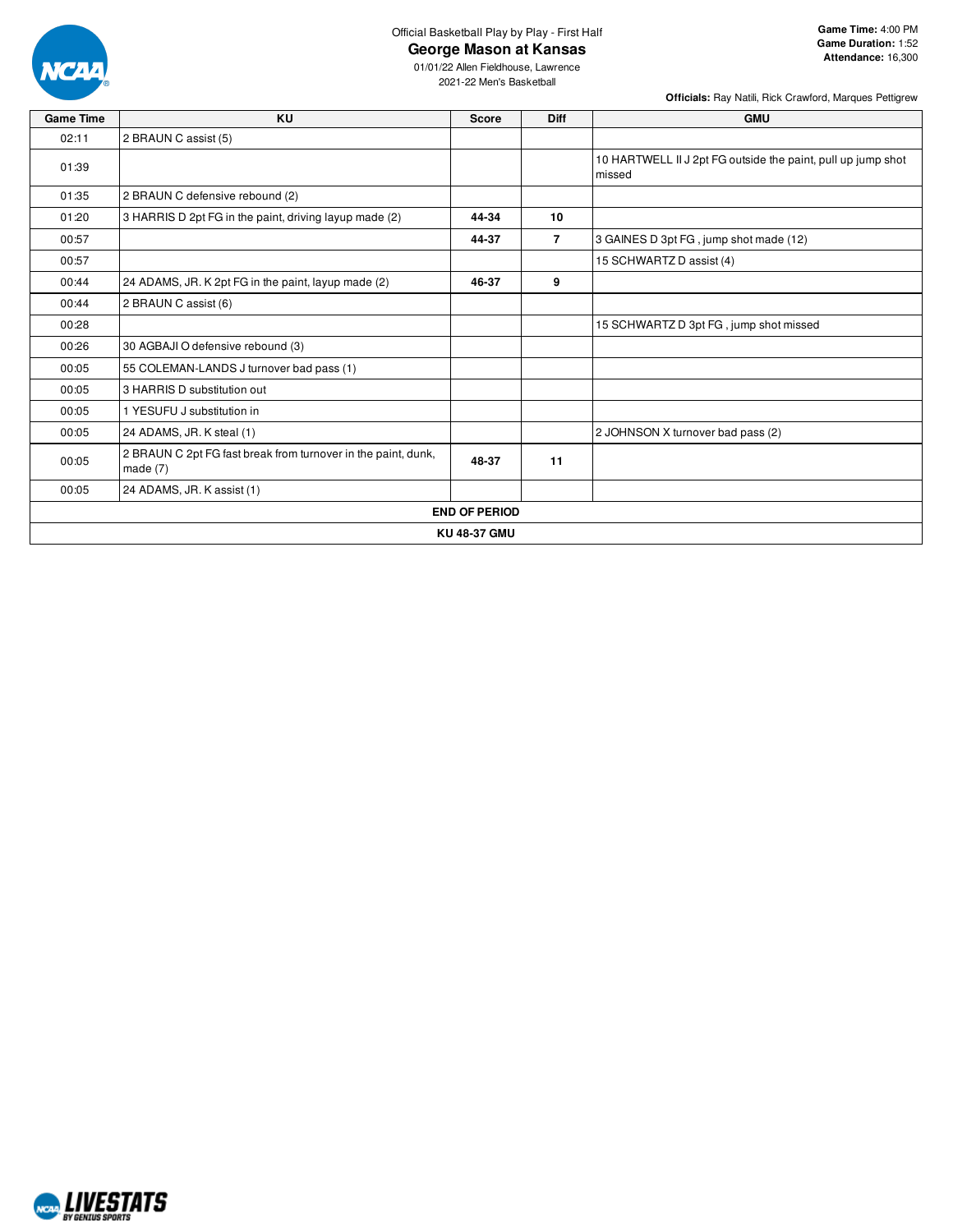Official Basketball Play by Play - First Half

# George Mason at Kansas

01/01/22 Allen Fieldhouse, Lawrence
2021-22 Men's Basketball

**Game Time:** 4:00 PM
**Game Duration:** 1:52
**Attendance:** 16,300

**Officials:** Ray Natili, Rick Crawford, Marques Pettigrew

| Game Time | KU | Score | Diff | GMU |
|---|---|---|---|---|
| 02:11 | 2 BRAUN C assist (5) | | | |
| 01:39 | | | | 10 HARTWELL II J 2pt FG outside the paint, pull up jump shot missed |
| 01:35 | 2 BRAUN C defensive rebound (2) | | | |
| 01:20 | 3 HARRIS D 2pt FG in the paint, driving layup made (2) | **44-34** | **10** | |
| 00:57 | | **44-37** | **7** | 3 GAINES D 3pt FG , jump shot made (12) |
| 00:57 | | | | 15 SCHWARTZ D assist (4) |
| 00:44 | 24 ADAMS, JR. K 2pt FG in the paint, layup made (2) | **46-37** | **9** | |
| 00:44 | 2 BRAUN C assist (6) | | | |
| 00:28 | | | | 15 SCHWARTZ D 3pt FG , jump shot missed |
| 00:26 | 30 AGBAJI O defensive rebound (3) | | | |
| 00:05 | 55 COLEMAN-LANDS J turnover bad pass (1) | | | |
| 00:05 | 3 HARRIS D substitution out | | | |
| 00:05 | 1 YESUFU J substitution in | | | |
| 00:05 | 24 ADAMS, JR. K steal (1) | | | 2 JOHNSON X turnover bad pass (2) |
| 00:05 | 2 BRAUN C 2pt FG fast break from turnover in the paint, dunk, made (7) | **48-37** | **11** | |
| 00:05 | 24 ADAMS, JR. K assist (1) | | | |
| **END OF PERIOD** | | | | |
| **KU 48-37 GMU** | | | | |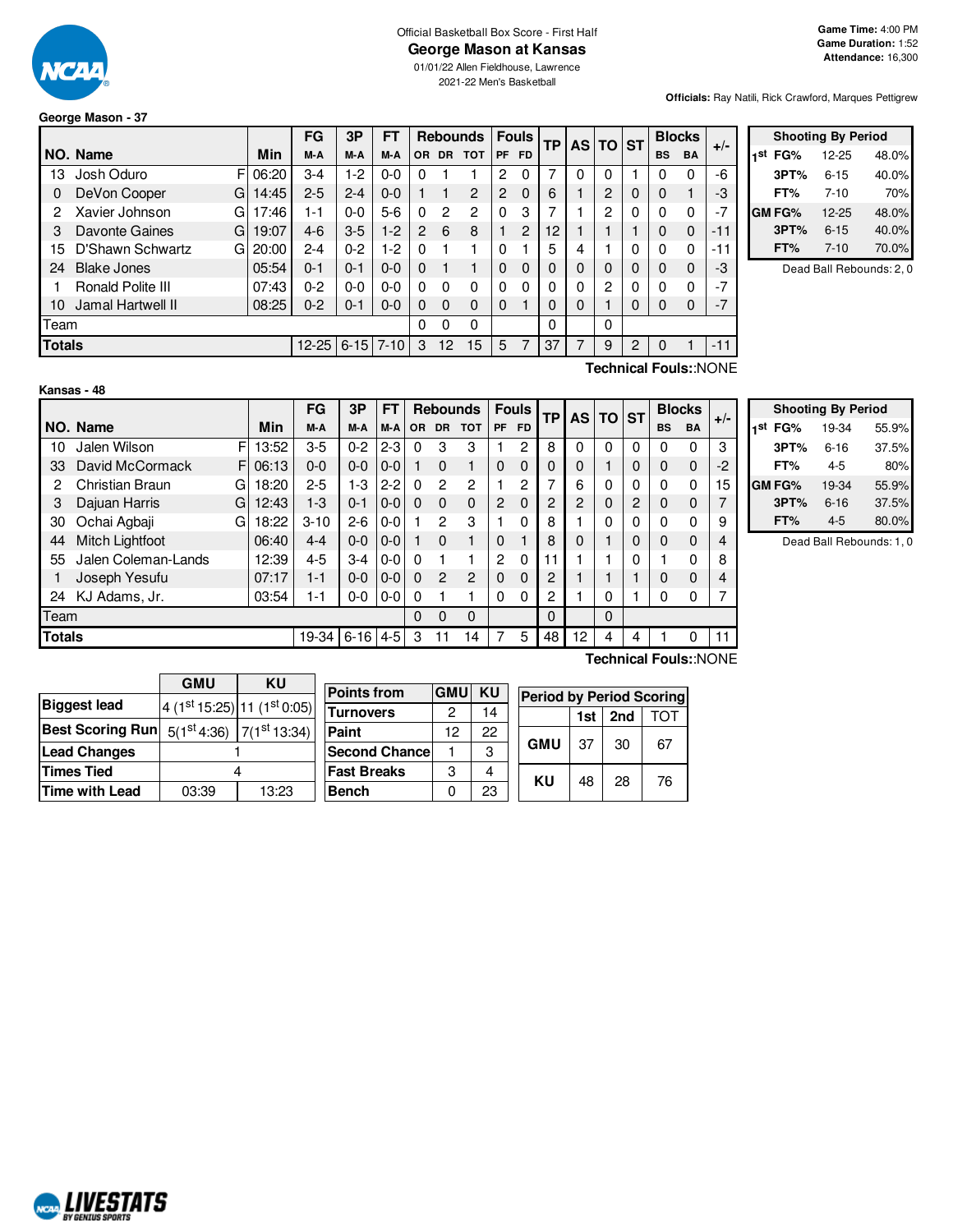Official Basketball Box Score - First Half

# George Mason at Kansas

01/01/22 Allen Fieldhouse, Lawrence

2021-22 Men's Basketball

**Game Time:** 4:00 PM
**Game Duration:** 1:52
**Attendance:** 16,300

**Officials:** Ray Natili, Rick Crawford, Marques Pettigrew

## George Mason - 37

| NO. | Name | | Min | FG M-A | 3P M-A | FT M-A | OR | DR | TOT | PF | FD | TP | AS | TO | ST | BS | BA | +/- |
|---|---|---|---|---|---|---|---|---|---|---|---|---|---|---|---|---|---|---|
| 13 | Josh Oduro | F | 06:20 | 3-4 | 1-2 | 0-0 | 0 | 1 | 1 | 2 | 0 | 7 | 0 | 0 | 1 | 0 | 0 | -6 |
| 0 | DeVon Cooper | G | 14:45 | 2-5 | 2-4 | 0-0 | 1 | 1 | 2 | 2 | 0 | 6 | 1 | 2 | 0 | 0 | 1 | -3 |
| 2 | Xavier Johnson | G | 17:46 | 1-1 | 0-0 | 5-6 | 0 | 2 | 2 | 0 | 3 | 7 | 1 | 2 | 0 | 0 | 0 | -7 |
| 3 | Davonte Gaines | G | 19:07 | 4-6 | 3-5 | 1-2 | 2 | 6 | 8 | 1 | 2 | 12 | 1 | 1 | 1 | 0 | 0 | -11 |
| 15 | D'Shawn Schwartz | G | 20:00 | 2-4 | 0-2 | 1-2 | 0 | 1 | 1 | 0 | 1 | 5 | 4 | 1 | 0 | 0 | 0 | -11 |
| 24 | Blake Jones | | 05:54 | 0-1 | 0-1 | 0-0 | 0 | 1 | 1 | 0 | 0 | 0 | 0 | 0 | 0 | 0 | 0 | -3 |
| 1 | Ronald Polite III | | 07:43 | 0-2 | 0-0 | 0-0 | 0 | 0 | 0 | 0 | 0 | 0 | 0 | 2 | 0 | 0 | 0 | -7 |
| 10 | Jamal Hartwell II | | 08:25 | 0-2 | 0-1 | 0-0 | 0 | 0 | 0 | 0 | 1 | 0 | 0 | 1 | 0 | 0 | 0 | -7 |
| Team | | | | | | | 0 | 0 | 0 | | | 0 | | 0 | | | | |
| Totals | | | | 12-25 | 6-15 | 7-10 | 3 | 12 | 15 | 5 | 7 | 37 | 7 | 9 | 2 | 0 | 1 | -11 |

**Technical Fouls:**:NONE

| Shooting By Period | | |
|---|---|---|
| 1st FG% | 12-25 | 48.0% |
| 3PT% | 6-15 | 40.0% |
| FT% | 7-10 | 70% |
| GM FG% | 12-25 | 48.0% |
| 3PT% | 6-15 | 40.0% |
| FT% | 7-10 | 70.0% |

Dead Ball Rebounds: 2, 0

## Kansas - 48

| NO. | Name | | Min | FG M-A | 3P M-A | FT M-A | OR | DR | TOT | PF | FD | TP | AS | TO | ST | BS | BA | +/- |
|---|---|---|---|---|---|---|---|---|---|---|---|---|---|---|---|---|---|---|
| 10 | Jalen Wilson | F | 13:52 | 3-5 | 0-2 | 2-3 | 0 | 3 | 3 | 1 | 2 | 8 | 0 | 0 | 0 | 0 | 0 | 3 |
| 33 | David McCormack | F | 06:13 | 0-0 | 0-0 | 0-0 | 1 | 0 | 1 | 0 | 0 | 0 | 0 | 1 | 0 | 0 | 0 | -2 |
| 2 | Christian Braun | G | 18:20 | 2-5 | 1-3 | 2-2 | 0 | 2 | 2 | 1 | 2 | 7 | 6 | 0 | 0 | 0 | 0 | 15 |
| 3 | Dajuan Harris | G | 12:43 | 1-3 | 0-1 | 0-0 | 0 | 0 | 0 | 2 | 0 | 2 | 2 | 0 | 2 | 0 | 0 | 7 |
| 30 | Ochai Agbaji | G | 18:22 | 3-10 | 2-6 | 0-0 | 1 | 2 | 3 | 1 | 0 | 8 | 1 | 0 | 0 | 0 | 0 | 9 |
| 44 | Mitch Lightfoot | | 06:40 | 4-4 | 0-0 | 0-0 | 1 | 0 | 1 | 0 | 1 | 8 | 0 | 1 | 0 | 0 | 0 | 4 |
| 55 | Jalen Coleman-Lands | | 12:39 | 4-5 | 3-4 | 0-0 | 0 | 1 | 1 | 2 | 0 | 11 | 1 | 1 | 0 | 1 | 0 | 8 |
| 1 | Joseph Yesufu | | 07:17 | 1-1 | 0-0 | 0-0 | 0 | 2 | 2 | 0 | 0 | 2 | 1 | 1 | 1 | 0 | 0 | 4 |
| 24 | KJ Adams, Jr. | | 03:54 | 1-1 | 0-0 | 0-0 | 0 | 1 | 1 | 0 | 0 | 2 | 1 | 0 | 1 | 0 | 0 | 7 |
| Team | | | | | | | 0 | 0 | 0 | | | 0 | | 0 | | | | |
| Totals | | | | 19-34 | 6-16 | 4-5 | 3 | 11 | 14 | 7 | 5 | 48 | 12 | 4 | 4 | 1 | 0 | 11 |

**Technical Fouls:**:NONE

| Shooting By Period | | |
|---|---|---|
| 1st FG% | 19-34 | 55.9% |
| 3PT% | 6-16 | 37.5% |
| FT% | 4-5 | 80% |
| GM FG% | 19-34 | 55.9% |
| 3PT% | 6-16 | 37.5% |
| FT% | 4-5 | 80.0% |

Dead Ball Rebounds: 1, 0

| | GMU | KU |
|---|---|---|
| Biggest lead | 4 (1st 15:25) | 11 (1st 0:05) |
| Best Scoring Run | 5(1st 4:36) | 7(1st 13:34) |
| Lead Changes | 1 | |
| Times Tied | 4 | |
| Time with Lead | 03:39 | 13:23 |

| Points from | GMU | KU |
|---|---|---|
| Turnovers | 2 | 14 |
| Paint | 12 | 22 |
| Second Chance | 1 | 3 |
| Fast Breaks | 3 | 4 |
| Bench | 0 | 23 |

| Period by Period Scoring | 1st | 2nd | TOT |
|---|---|---|---|
| GMU | 37 | 30 | 67 |
| KU | 48 | 28 | 76 |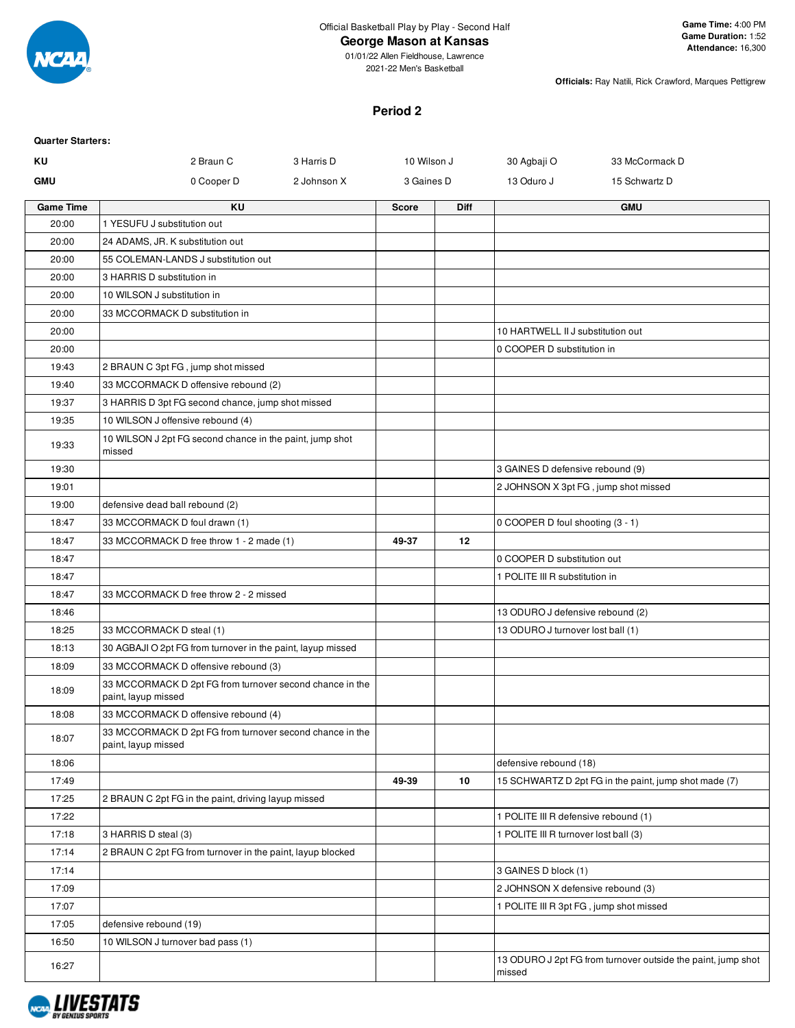Official Basketball Play by Play - Second Half

# George Mason at Kansas

01/01/22 Allen Fieldhouse, Lawrence

2021-22 Men's Basketball

**Game Time:** 4:00 PM
**Game Duration:** 1:52
**Attendance:** 16,300

**Officials:** Ray Natili, Rick Crawford, Marques Pettigrew

## Period 2

**Quarter Starters:**

| | | | | | |
|---|---|---|---|---|---|
| **KU** | 2 Braun C | 3 Harris D | 10 Wilson J | 30 Agbaji O | 33 McCormack D |
| **GMU** | 0 Cooper D | 2 Johnson X | 3 Gaines D | 13 Oduro J | 15 Schwartz D |

| Game Time | KU | Score | Diff | GMU |
|---|---|---|---|---|
| 20:00 | 1 YESUFU J substitution out | | | |
| 20:00 | 24 ADAMS, JR. K substitution out | | | |
| 20:00 | 55 COLEMAN-LANDS J substitution out | | | |
| 20:00 | 3 HARRIS D substitution in | | | |
| 20:00 | 10 WILSON J substitution in | | | |
| 20:00 | 33 MCCORMACK D substitution in | | | |
| 20:00 | | | | 10 HARTWELL II J substitution out |
| 20:00 | | | | 0 COOPER D substitution in |
| 19:43 | 2 BRAUN C 3pt FG , jump shot missed | | | |
| 19:40 | 33 MCCORMACK D offensive rebound (2) | | | |
| 19:37 | 3 HARRIS D 3pt FG second chance, jump shot missed | | | |
| 19:35 | 10 WILSON J offensive rebound (4) | | | |
| 19:33 | 10 WILSON J 2pt FG second chance in the paint, jump shot missed | | | |
| 19:30 | | | | 3 GAINES D defensive rebound (9) |
| 19:01 | | | | 2 JOHNSON X 3pt FG , jump shot missed |
| 19:00 | defensive dead ball rebound (2) | | | |
| 18:47 | 33 MCCORMACK D foul drawn (1) | | | 0 COOPER D foul shooting (3 - 1) |
| 18:47 | 33 MCCORMACK D free throw 1 - 2 made (1) | 49-37 | 12 | |
| 18:47 | | | | 0 COOPER D substitution out |
| 18:47 | | | | 1 POLITE III R substitution in |
| 18:47 | 33 MCCORMACK D free throw 2 - 2 missed | | | |
| 18:46 | | | | 13 ODURO J defensive rebound (2) |
| 18:25 | 33 MCCORMACK D steal (1) | | | 13 ODURO J turnover lost ball (1) |
| 18:13 | 30 AGBAJI O 2pt FG from turnover in the paint, layup missed | | | |
| 18:09 | 33 MCCORMACK D offensive rebound (3) | | | |
| 18:09 | 33 MCCORMACK D 2pt FG from turnover second chance in the paint, layup missed | | | |
| 18:08 | 33 MCCORMACK D offensive rebound (4) | | | |
| 18:07 | 33 MCCORMACK D 2pt FG from turnover second chance in the paint, layup missed | | | |
| 18:06 | | | | defensive rebound (18) |
| 17:49 | | 49-39 | 10 | 15 SCHWARTZ D 2pt FG in the paint, jump shot made (7) |
| 17:25 | 2 BRAUN C 2pt FG in the paint, driving layup missed | | | |
| 17:22 | | | | 1 POLITE III R defensive rebound (1) |
| 17:18 | 3 HARRIS D steal (3) | | | 1 POLITE III R turnover lost ball (3) |
| 17:14 | 2 BRAUN C 2pt FG from turnover in the paint, layup blocked | | | |
| 17:14 | | | | 3 GAINES D block (1) |
| 17:09 | | | | 2 JOHNSON X defensive rebound (3) |
| 17:07 | | | | 1 POLITE III R 3pt FG , jump shot missed |
| 17:05 | defensive rebound (19) | | | |
| 16:50 | 10 WILSON J turnover bad pass (1) | | | |
| 16:27 | | | | 13 ODURO J 2pt FG from turnover outside the paint, jump shot missed |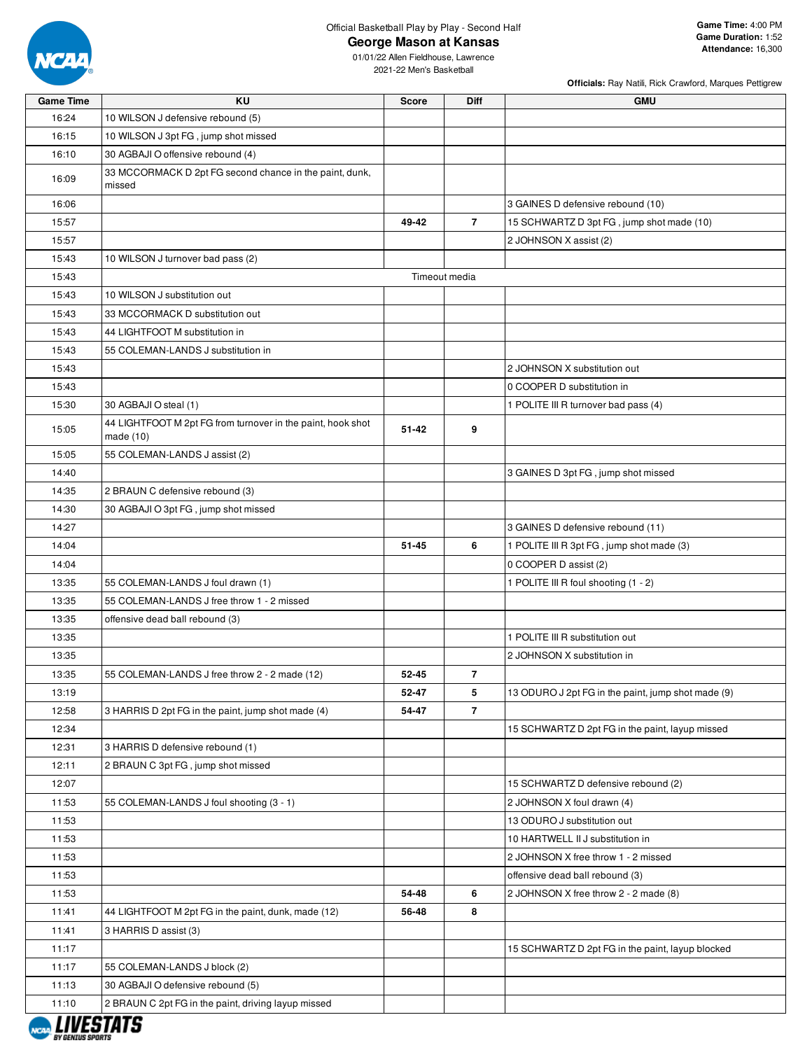Official Basketball Play by Play - Second Half

# George Mason at Kansas

01/01/22 Allen Fieldhouse, Lawrence
2021-22 Men's Basketball

**Game Time:** 4:00 PM
**Game Duration:** 1:52
**Attendance:** 16,300

**Officials:** Ray Natili, Rick Crawford, Marques Pettigrew

| Game Time | KU | Score | Diff | GMU |
|---|---|---|---|---|
| 16:24 | 10 WILSON J defensive rebound (5) | | | |
| 16:15 | 10 WILSON J 3pt FG , jump shot missed | | | |
| 16:10 | 30 AGBAJI O offensive rebound (4) | | | |
| 16:09 | 33 MCCORMACK D 2pt FG second chance in the paint, dunk, missed | | | |
| 16:06 | | | | 3 GAINES D defensive rebound (10) |
| 15:57 | | 49-42 | 7 | 15 SCHWARTZ D 3pt FG , jump shot made (10) |
| 15:57 | | | | 2 JOHNSON X assist (2) |
| 15:43 | 10 WILSON J turnover bad pass (2) | | | |
| 15:43 | | Timeout media | | |
| 15:43 | 10 WILSON J substitution out | | | |
| 15:43 | 33 MCCORMACK D substitution out | | | |
| 15:43 | 44 LIGHTFOOT M substitution in | | | |
| 15:43 | 55 COLEMAN-LANDS J substitution in | | | |
| 15:43 | | | | 2 JOHNSON X substitution out |
| 15:43 | | | | 0 COOPER D substitution in |
| 15:30 | 30 AGBAJI O steal (1) | | | 1 POLITE III R turnover bad pass (4) |
| 15:05 | 44 LIGHTFOOT M 2pt FG from turnover in the paint, hook shot made (10) | 51-42 | 9 | |
| 15:05 | 55 COLEMAN-LANDS J assist (2) | | | |
| 14:40 | | | | 3 GAINES D 3pt FG , jump shot missed |
| 14:35 | 2 BRAUN C defensive rebound (3) | | | |
| 14:30 | 30 AGBAJI O 3pt FG , jump shot missed | | | |
| 14:27 | | | | 3 GAINES D defensive rebound (11) |
| 14:04 | | 51-45 | 6 | 1 POLITE III R 3pt FG , jump shot made (3) |
| 14:04 | | | | 0 COOPER D assist (2) |
| 13:35 | 55 COLEMAN-LANDS J foul drawn (1) | | | 1 POLITE III R foul shooting (1 - 2) |
| 13:35 | 55 COLEMAN-LANDS J free throw 1 - 2 missed | | | |
| 13:35 | offensive dead ball rebound (3) | | | |
| 13:35 | | | | 1 POLITE III R substitution out |
| 13:35 | | | | 2 JOHNSON X substitution in |
| 13:35 | 55 COLEMAN-LANDS J free throw 2 - 2 made (12) | 52-45 | 7 | |
| 13:19 | | 52-47 | 5 | 13 ODURO J 2pt FG in the paint, jump shot made (9) |
| 12:58 | 3 HARRIS D 2pt FG in the paint, jump shot made (4) | 54-47 | 7 | |
| 12:34 | | | | 15 SCHWARTZ D 2pt FG in the paint, layup missed |
| 12:31 | 3 HARRIS D defensive rebound (1) | | | |
| 12:11 | 2 BRAUN C 3pt FG , jump shot missed | | | |
| 12:07 | | | | 15 SCHWARTZ D defensive rebound (2) |
| 11:53 | 55 COLEMAN-LANDS J foul shooting (3 - 1) | | | 2 JOHNSON X foul drawn (4) |
| 11:53 | | | | 13 ODURO J substitution out |
| 11:53 | | | | 10 HARTWELL II J substitution in |
| 11:53 | | | | 2 JOHNSON X free throw 1 - 2 missed |
| 11:53 | | | | offensive dead ball rebound (3) |
| 11:53 | | 54-48 | 6 | 2 JOHNSON X free throw 2 - 2 made (8) |
| 11:41 | 44 LIGHTFOOT M 2pt FG in the paint, dunk, made (12) | 56-48 | 8 | |
| 11:41 | 3 HARRIS D assist (3) | | | |
| 11:17 | | | | 15 SCHWARTZ D 2pt FG in the paint, layup blocked |
| 11:17 | 55 COLEMAN-LANDS J block (2) | | | |
| 11:13 | 30 AGBAJI O defensive rebound (5) | | | |
| 11:10 | 2 BRAUN C 2pt FG in the paint, driving layup missed | | | |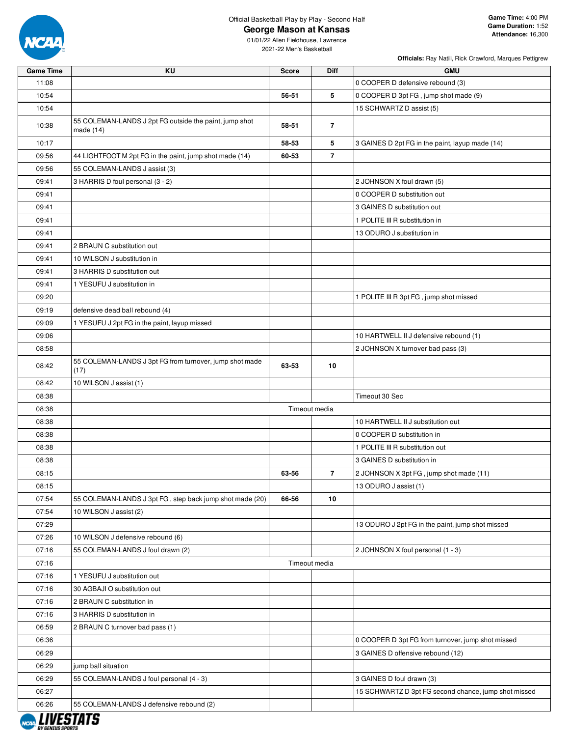Official Basketball Play by Play - Second Half

# George Mason at Kansas

01/01/22 Allen Fieldhouse, Lawrence
2021-22 Men's Basketball

**Game Time:** 4:00 PM
**Game Duration:** 1:52
**Attendance:** 16,300

**Officials:** Ray Natili, Rick Crawford, Marques Pettigrew

| Game Time | KU | Score | Diff | GMU |
|---|---|---|---|---|
| 11:08 | | | | 0 COOPER D defensive rebound (3) |
| 10:54 | | 56-51 | 5 | 0 COOPER D 3pt FG , jump shot made (9) |
| 10:54 | | | | 15 SCHWARTZ D assist (5) |
| 10:38 | 55 COLEMAN-LANDS J 2pt FG outside the paint, jump shot made (14) | 58-51 | 7 | |
| 10:17 | | 58-53 | 5 | 3 GAINES D 2pt FG in the paint, layup made (14) |
| 09:56 | 44 LIGHTFOOT M 2pt FG in the paint, jump shot made (14) | 60-53 | 7 | |
| 09:56 | 55 COLEMAN-LANDS J assist (3) | | | |
| 09:41 | 3 HARRIS D foul personal (3 - 2) | | | 2 JOHNSON X foul drawn (5) |
| 09:41 | | | | 0 COOPER D substitution out |
| 09:41 | | | | 3 GAINES D substitution out |
| 09:41 | | | | 1 POLITE III R substitution in |
| 09:41 | | | | 13 ODURO J substitution in |
| 09:41 | 2 BRAUN C substitution out | | | |
| 09:41 | 10 WILSON J substitution in | | | |
| 09:41 | 3 HARRIS D substitution out | | | |
| 09:41 | 1 YESUFU J substitution in | | | |
| 09:20 | | | | 1 POLITE III R 3pt FG , jump shot missed |
| 09:19 | defensive dead ball rebound (4) | | | |
| 09:09 | 1 YESUFU J 2pt FG in the paint, layup missed | | | |
| 09:06 | | | | 10 HARTWELL II J defensive rebound (1) |
| 08:58 | | | | 2 JOHNSON X turnover bad pass (3) |
| 08:42 | 55 COLEMAN-LANDS J 3pt FG from turnover, jump shot made (17) | 63-53 | 10 | |
| 08:42 | 10 WILSON J assist (1) | | | |
| 08:38 | | | | Timeout 30 Sec |
| 08:38 | Timeout media | | | |
| 08:38 | | | | 10 HARTWELL II J substitution out |
| 08:38 | | | | 0 COOPER D substitution in |
| 08:38 | | | | 1 POLITE III R substitution out |
| 08:38 | | | | 3 GAINES D substitution in |
| 08:15 | | 63-56 | 7 | 2 JOHNSON X 3pt FG , jump shot made (11) |
| 08:15 | | | | 13 ODURO J assist (1) |
| 07:54 | 55 COLEMAN-LANDS J 3pt FG , step back jump shot made (20) | 66-56 | 10 | |
| 07:54 | 10 WILSON J assist (2) | | | |
| 07:29 | | | | 13 ODURO J 2pt FG in the paint, jump shot missed |
| 07:26 | 10 WILSON J defensive rebound (6) | | | |
| 07:16 | 55 COLEMAN-LANDS J foul drawn (2) | | | 2 JOHNSON X foul personal (1 - 3) |
| 07:16 | Timeout media | | | |
| 07:16 | 1 YESUFU J substitution out | | | |
| 07:16 | 30 AGBAJI O substitution out | | | |
| 07:16 | 2 BRAUN C substitution in | | | |
| 07:16 | 3 HARRIS D substitution in | | | |
| 06:59 | 2 BRAUN C turnover bad pass (1) | | | |
| 06:36 | | | | 0 COOPER D 3pt FG from turnover, jump shot missed |
| 06:29 | | | | 3 GAINES D offensive rebound (12) |
| 06:29 | jump ball situation | | | |
| 06:29 | 55 COLEMAN-LANDS J foul personal (4 - 3) | | | 3 GAINES D foul drawn (3) |
| 06:27 | | | | 15 SCHWARTZ D 3pt FG second chance, jump shot missed |
| 06:26 | 55 COLEMAN-LANDS J defensive rebound (2) | | | |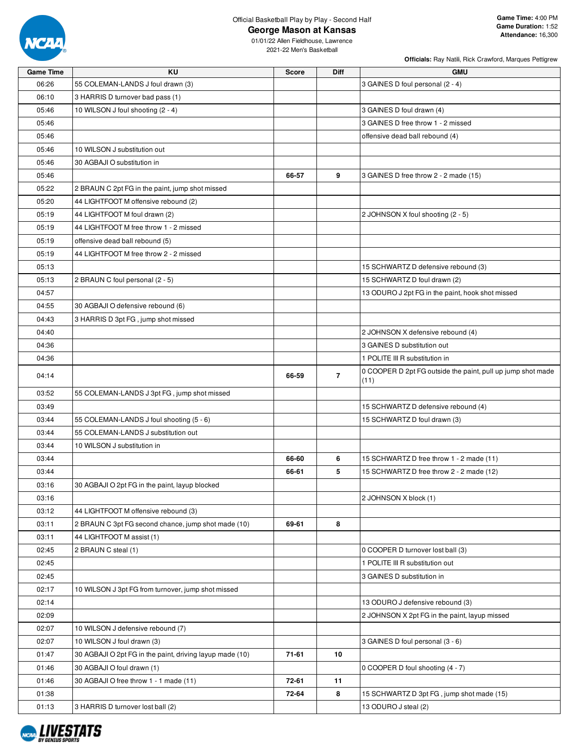Official Basketball Play by Play - Second Half

# George Mason at Kansas

01/01/22 Allen Fieldhouse, Lawrence
2021-22 Men's Basketball

**Game Time:** 4:00 PM
**Game Duration:** 1:52
**Attendance:** 16,300

**Officials:** Ray Natili, Rick Crawford, Marques Pettigrew

| Game Time | KU | Score | Diff | GMU |
|---|---|---|---|---|
| 06:26 | 55 COLEMAN-LANDS J foul drawn (3) | | | 3 GAINES D foul personal (2 - 4) |
| 06:10 | 3 HARRIS D turnover bad pass (1) | | | |
| 05:46 | 10 WILSON J foul shooting (2 - 4) | | | 3 GAINES D foul drawn (4) |
| 05:46 | | | | 3 GAINES D free throw 1 - 2 missed |
| 05:46 | | | | offensive dead ball rebound (4) |
| 05:46 | 10 WILSON J substitution out | | | |
| 05:46 | 30 AGBAJI O substitution in | | | |
| 05:46 | | 66-57 | 9 | 3 GAINES D free throw 2 - 2 made (15) |
| 05:22 | 2 BRAUN C 2pt FG in the paint, jump shot missed | | | |
| 05:20 | 44 LIGHTFOOT M offensive rebound (2) | | | |
| 05:19 | 44 LIGHTFOOT M foul drawn (2) | | | 2 JOHNSON X foul shooting (2 - 5) |
| 05:19 | 44 LIGHTFOOT M free throw 1 - 2 missed | | | |
| 05:19 | offensive dead ball rebound (5) | | | |
| 05:19 | 44 LIGHTFOOT M free throw 2 - 2 missed | | | |
| 05:13 | | | | 15 SCHWARTZ D defensive rebound (3) |
| 05:13 | 2 BRAUN C foul personal (2 - 5) | | | 15 SCHWARTZ D foul drawn (2) |
| 04:57 | | | | 13 ODURO J 2pt FG in the paint, hook shot missed |
| 04:55 | 30 AGBAJI O defensive rebound (6) | | | |
| 04:43 | 3 HARRIS D 3pt FG , jump shot missed | | | |
| 04:40 | | | | 2 JOHNSON X defensive rebound (4) |
| 04:36 | | | | 3 GAINES D substitution out |
| 04:36 | | | | 1 POLITE III R substitution in |
| 04:14 | | 66-59 | 7 | 0 COOPER D 2pt FG outside the paint, pull up jump shot made (11) |
| 03:52 | 55 COLEMAN-LANDS J 3pt FG , jump shot missed | | | |
| 03:49 | | | | 15 SCHWARTZ D defensive rebound (4) |
| 03:44 | 55 COLEMAN-LANDS J foul shooting (5 - 6) | | | 15 SCHWARTZ D foul drawn (3) |
| 03:44 | 55 COLEMAN-LANDS J substitution out | | | |
| 03:44 | 10 WILSON J substitution in | | | |
| 03:44 | | 66-60 | 6 | 15 SCHWARTZ D free throw 1 - 2 made (11) |
| 03:44 | | 66-61 | 5 | 15 SCHWARTZ D free throw 2 - 2 made (12) |
| 03:16 | 30 AGBAJI O 2pt FG in the paint, layup blocked | | | |
| 03:16 | | | | 2 JOHNSON X block (1) |
| 03:12 | 44 LIGHTFOOT M offensive rebound (3) | | | |
| 03:11 | 2 BRAUN C 3pt FG second chance, jump shot made (10) | 69-61 | 8 | |
| 03:11 | 44 LIGHTFOOT M assist (1) | | | |
| 02:45 | 2 BRAUN C steal (1) | | | 0 COOPER D turnover lost ball (3) |
| 02:45 | | | | 1 POLITE III R substitution out |
| 02:45 | | | | 3 GAINES D substitution in |
| 02:17 | 10 WILSON J 3pt FG from turnover, jump shot missed | | | |
| 02:14 | | | | 13 ODURO J defensive rebound (3) |
| 02:09 | | | | 2 JOHNSON X 2pt FG in the paint, layup missed |
| 02:07 | 10 WILSON J defensive rebound (7) | | | |
| 02:07 | 10 WILSON J foul drawn (3) | | | 3 GAINES D foul personal (3 - 6) |
| 01:47 | 30 AGBAJI O 2pt FG in the paint, driving layup made (10) | 71-61 | 10 | |
| 01:46 | 30 AGBAJI O foul drawn (1) | | | 0 COOPER D foul shooting (4 - 7) |
| 01:46 | 30 AGBAJI O free throw 1 - 1 made (11) | 72-61 | 11 | |
| 01:38 | | 72-64 | 8 | 15 SCHWARTZ D 3pt FG , jump shot made (15) |
| 01:13 | 3 HARRIS D turnover lost ball (2) | | | 13 ODURO J steal (2) |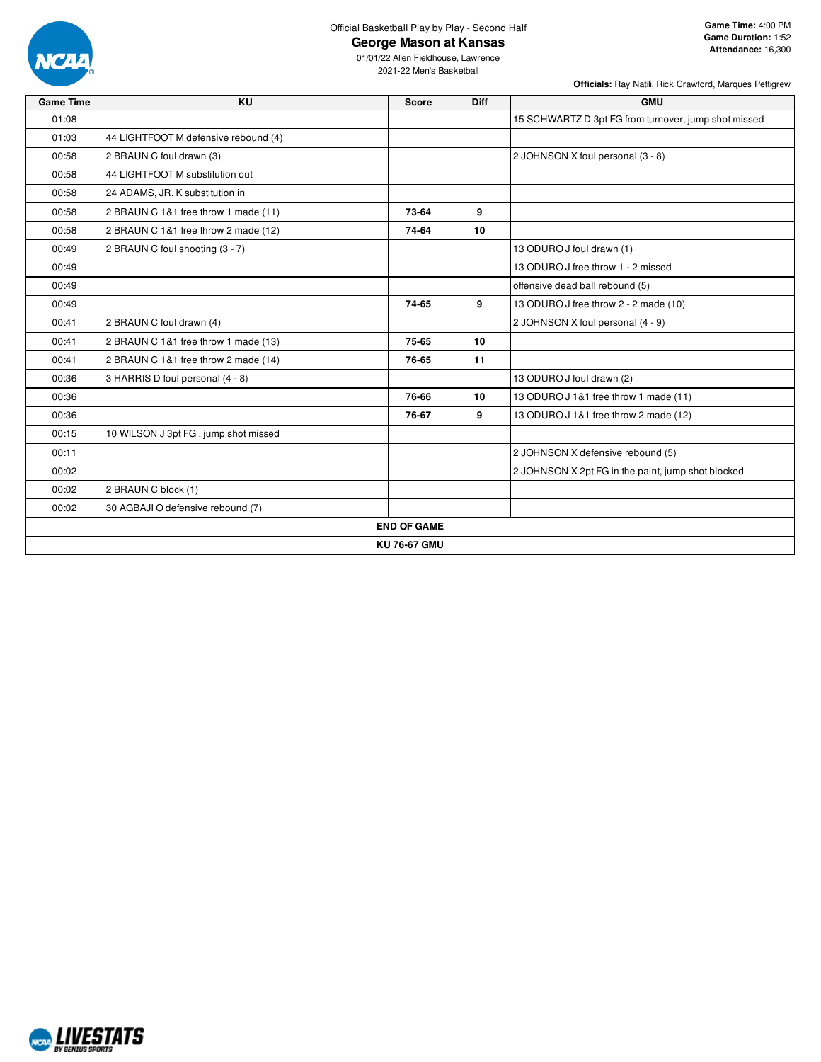Official Basketball Play by Play - Second Half

# George Mason at Kansas

01/01/22 Allen Fieldhouse, Lawrence
2021-22 Men's Basketball

**Game Time:** 4:00 PM
**Game Duration:** 1:52
**Attendance:** 16,300

**Officials:** Ray Natili, Rick Crawford, Marques Pettigrew

| Game Time | KU | Score | Diff | GMU |
|---|---|---|---|---|
| 01:08 | | | | 15 SCHWARTZ D 3pt FG from turnover, jump shot missed |
| 01:03 | 44 LIGHTFOOT M defensive rebound (4) | | | |
| 00:58 | 2 BRAUN C foul drawn (3) | | | 2 JOHNSON X foul personal (3 - 8) |
| 00:58 | 44 LIGHTFOOT M substitution out | | | |
| 00:58 | 24 ADAMS, JR. K substitution in | | | |
| 00:58 | 2 BRAUN C 1&1 free throw 1 made (11) | **73-64** | **9** | |
| 00:58 | 2 BRAUN C 1&1 free throw 2 made (12) | **74-64** | **10** | |
| 00:49 | 2 BRAUN C foul shooting (3 - 7) | | | 13 ODURO J foul drawn (1) |
| 00:49 | | | | 13 ODURO J free throw 1 - 2 missed |
| 00:49 | | | | offensive dead ball rebound (5) |
| 00:49 | | **74-65** | **9** | 13 ODURO J free throw 2 - 2 made (10) |
| 00:41 | 2 BRAUN C foul drawn (4) | | | 2 JOHNSON X foul personal (4 - 9) |
| 00:41 | 2 BRAUN C 1&1 free throw 1 made (13) | **75-65** | **10** | |
| 00:41 | 2 BRAUN C 1&1 free throw 2 made (14) | **76-65** | **11** | |
| 00:36 | 3 HARRIS D foul personal (4 - 8) | | | 13 ODURO J foul drawn (2) |
| 00:36 | | **76-66** | **10** | 13 ODURO J 1&1 free throw 1 made (11) |
| 00:36 | | **76-67** | **9** | 13 ODURO J 1&1 free throw 2 made (12) |
| 00:15 | 10 WILSON J 3pt FG , jump shot missed | | | |
| 00:11 | | | | 2 JOHNSON X defensive rebound (5) |
| 00:02 | | | | 2 JOHNSON X 2pt FG in the paint, jump shot blocked |
| 00:02 | 2 BRAUN C block (1) | | | |
| 00:02 | 30 AGBAJI O defensive rebound (7) | | | |
| **END OF GAME** | | | | |
| **KU 76-67 GMU** | | | | |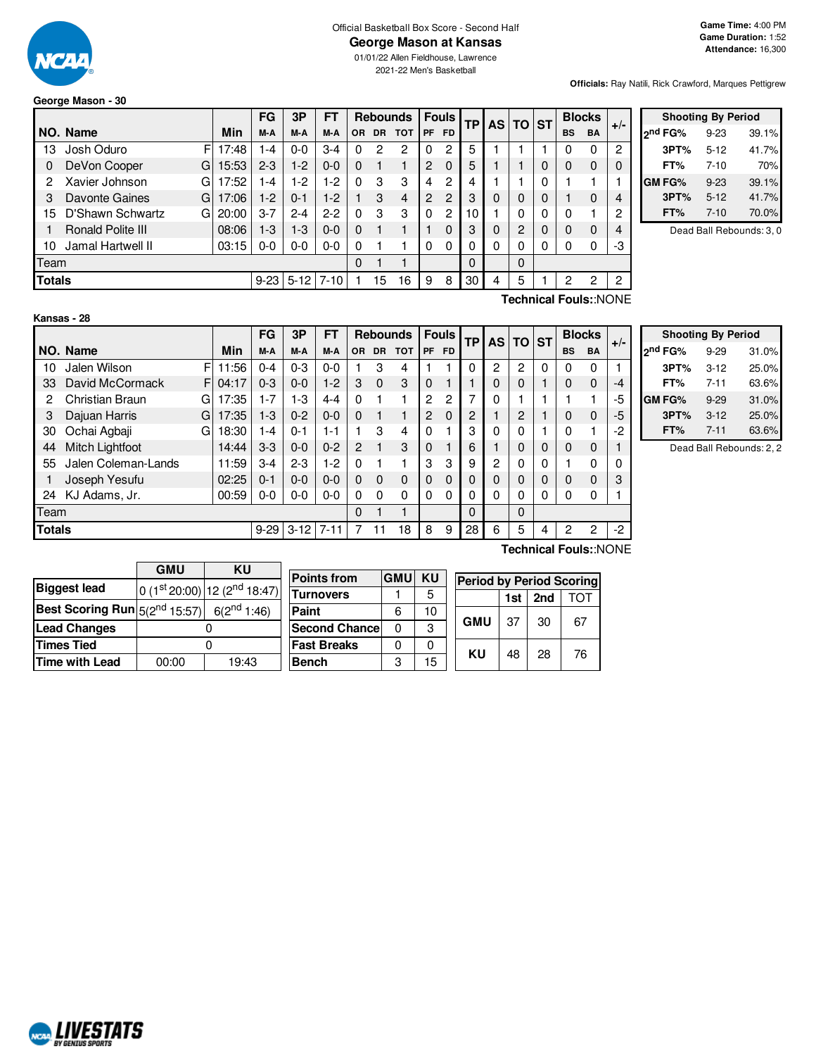Official Basketball Box Score - Second Half

# George Mason at Kansas

01/01/22 Allen Fieldhouse, Lawrence
2021-22 Men's Basketball

**Game Time:** 4:00 PM
**Game Duration:** 1:52
**Attendance:** 16,300

**Officials:** Ray Natili, Rick Crawford, Marques Pettigrew

## George Mason - 30

| NO. | Name | | Min | FG M-A | 3P M-A | FT M-A | OR | DR | TOT | PF | FD | TP | AS | TO | ST | BS | BA | +/- |
|---|---|---|---|---|---|---|---|---|---|---|---|---|---|---|---|---|---|---|
| 13 | Josh Oduro | F | 17:48 | 1-4 | 0-0 | 3-4 | 0 | 2 | 2 | 0 | 2 | 5 | 1 | 1 | 1 | 0 | 0 | 2 |
| 0 | DeVon Cooper | G | 15:53 | 2-3 | 1-2 | 0-0 | 0 | 1 | 1 | 2 | 0 | 5 | 1 | 1 | 0 | 0 | 0 | 0 |
| 2 | Xavier Johnson | G | 17:52 | 1-4 | 1-2 | 1-2 | 0 | 3 | 3 | 4 | 2 | 4 | 1 | 1 | 0 | 1 | 1 | 1 |
| 3 | Davonte Gaines | G | 17:06 | 1-2 | 0-1 | 1-2 | 1 | 3 | 4 | 2 | 2 | 3 | 0 | 0 | 0 | 1 | 0 | 4 |
| 15 | D'Shawn Schwartz | G | 20:00 | 3-7 | 2-4 | 2-2 | 0 | 3 | 3 | 0 | 2 | 10 | 1 | 0 | 0 | 0 | 1 | 2 |
| 1 | Ronald Polite III | | 08:06 | 1-3 | 1-3 | 0-0 | 0 | 1 | 1 | 1 | 0 | 3 | 0 | 2 | 0 | 0 | 0 | 4 |
| 10 | Jamal Hartwell II | | 03:15 | 0-0 | 0-0 | 0-0 | 0 | 1 | 1 | 0 | 0 | 0 | 0 | 0 | 0 | 0 | 0 | -3 |
| | Team | | | | | | 0 | 1 | 1 | | | 0 | | 0 | | | | |
| | **Totals** | | | 9-23 | 5-12 | 7-10 | 1 | 15 | 16 | 9 | 8 | 30 | 4 | 5 | 1 | 2 | 2 | 2 |

Technical Fouls::NONE

| Shooting By Period | | |
|---|---|---|
| 2nd FG% | 9-23 | 39.1% |
| 3PT% | 5-12 | 41.7% |
| FT% | 7-10 | 70% |
| GM FG% | 9-23 | 39.1% |
| 3PT% | 5-12 | 41.7% |
| FT% | 7-10 | 70.0% |

Dead Ball Rebounds: 3, 0

## Kansas - 28

| NO. | Name | | Min | FG M-A | 3P M-A | FT M-A | OR | DR | TOT | PF | FD | TP | AS | TO | ST | BS | BA | +/- |
|---|---|---|---|---|---|---|---|---|---|---|---|---|---|---|---|---|---|---|
| 10 | Jalen Wilson | F | 11:56 | 0-4 | 0-3 | 0-0 | 1 | 3 | 4 | 1 | 1 | 0 | 2 | 2 | 0 | 0 | 0 | 1 |
| 33 | David McCormack | F | 04:17 | 0-3 | 0-0 | 1-2 | 3 | 0 | 3 | 0 | 1 | 1 | 0 | 0 | 1 | 0 | 0 | -4 |
| 2 | Christian Braun | G | 17:35 | 1-7 | 1-3 | 4-4 | 0 | 1 | 1 | 2 | 2 | 7 | 0 | 1 | 1 | 1 | 1 | -5 |
| 3 | Dajuan Harris | G | 17:35 | 1-3 | 0-2 | 0-0 | 0 | 1 | 1 | 2 | 0 | 2 | 1 | 2 | 1 | 0 | 0 | -5 |
| 30 | Ochai Agbaji | G | 18:30 | 1-4 | 0-1 | 1-1 | 1 | 3 | 4 | 0 | 1 | 3 | 0 | 0 | 1 | 0 | 1 | -2 |
| 44 | Mitch Lightfoot | | 14:44 | 3-3 | 0-0 | 0-2 | 2 | 1 | 3 | 0 | 1 | 6 | 1 | 0 | 0 | 0 | 0 | 1 |
| 55 | Jalen Coleman-Lands | | 11:59 | 3-4 | 2-3 | 1-2 | 0 | 1 | 1 | 3 | 3 | 9 | 2 | 0 | 0 | 1 | 0 | 0 |
| 1 | Joseph Yesufu | | 02:25 | 0-1 | 0-0 | 0-0 | 0 | 0 | 0 | 0 | 0 | 0 | 0 | 0 | 0 | 0 | 0 | 3 |
| 24 | KJ Adams, Jr. | | 00:59 | 0-0 | 0-0 | 0-0 | 0 | 0 | 0 | 0 | 0 | 0 | 0 | 0 | 0 | 0 | 0 | 1 |
| | Team | | | | | | 0 | 1 | 1 | | | 0 | | 0 | | | | |
| | **Totals** | | | 9-29 | 3-12 | 7-11 | 7 | 11 | 18 | 8 | 9 | 28 | 6 | 5 | 4 | 2 | 2 | -2 |

Technical Fouls::NONE

| Shooting By Period | | |
|---|---|---|
| 2nd FG% | 9-29 | 31.0% |
| 3PT% | 3-12 | 25.0% |
| FT% | 7-11 | 63.6% |
| GM FG% | 9-29 | 31.0% |
| 3PT% | 3-12 | 25.0% |
| FT% | 7-11 | 63.6% |

Dead Ball Rebounds: 2, 2

| | GMU | KU |
|---|---|---|
| **Biggest lead** | 0 (1st 20:00) | 12 (2nd 18:47) |
| **Best Scoring Run** | 5(2nd 15:57) | 6(2nd 1:46) |
| **Lead Changes** | 0 | |
| **Times Tied** | 0 | |
| **Time with Lead** | 00:00 | 19:43 |

| Points from | GMU | KU |
|---|---|---|
| Turnovers | 1 | 5 |
| Paint | 6 | 10 |
| Second Chance | 0 | 3 |
| Fast Breaks | 0 | 0 |
| Bench | 3 | 15 |

| Period by Period Scoring | 1st | 2nd | TOT |
|---|---|---|---|
| GMU | 37 | 30 | 67 |
| KU | 48 | 28 | 76 |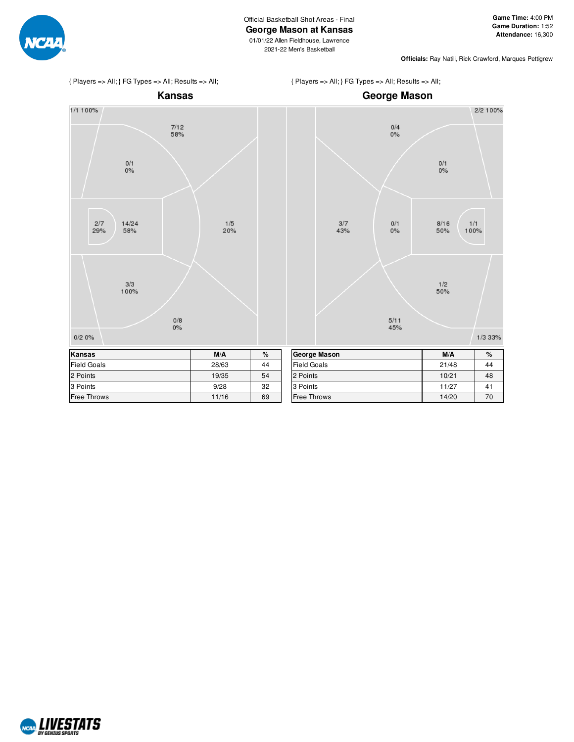Official Basketball Shot Areas - Final

# George Mason at Kansas

01/01/22 Allen Fieldhouse, Lawrence
2021-22 Men's Basketball

**Game Time:** 4:00 PM
**Game Duration:** 1:52
**Attendance:** 16,300

**Officials:** Ray Natili, Rick Crawford, Marques Pettigrew

{ Players => All; } FG Types => All; Results => All;

## Kansas

1/1 100%
7/12 58%
0/1 0%
2/7 29%
14/24 58%
1/5 20%
3/3 100%
0/8 0%
0/2 0%

{ Players => All; } FG Types => All; Results => All;

## George Mason

2/2 100%
0/4 0%
0/1 0%
3/7 43%
0/1 0%
8/16 50%
1/1 100%
1/2 50%
5/11 45%
1/3 33%

| Kansas | M/A | % |
|---|---|---|
| Field Goals | 28/63 | 44 |
| 2 Points | 19/35 | 54 |
| 3 Points | 9/28 | 32 |
| Free Throws | 11/16 | 69 |

| George Mason | M/A | % |
|---|---|---|
| Field Goals | 21/48 | 44 |
| 2 Points | 10/21 | 48 |
| 3 Points | 11/27 | 41 |
| Free Throws | 14/20 | 70 |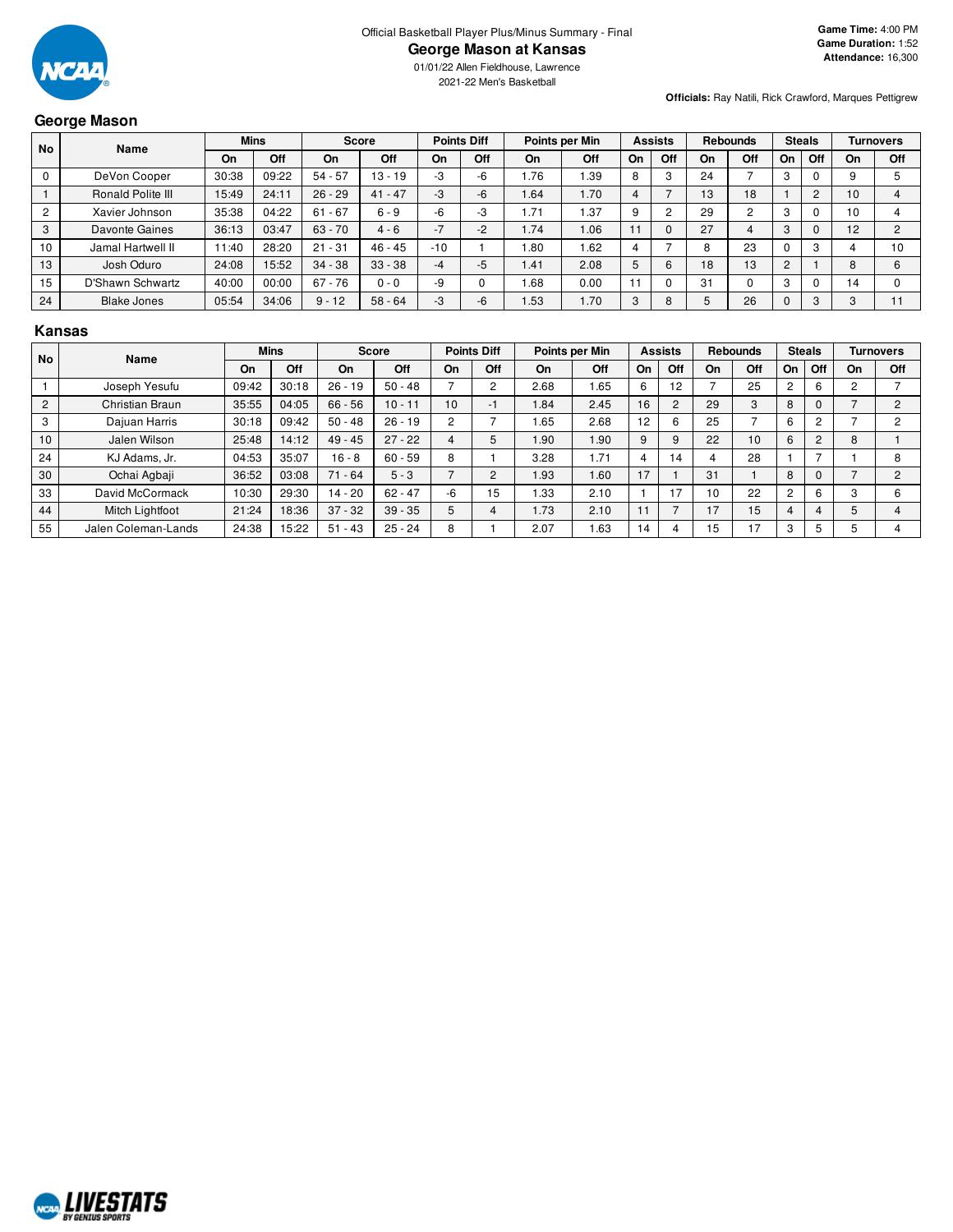Official Basketball Player Plus/Minus Summary - Final

# George Mason at Kansas

01/01/22 Allen Fieldhouse, Lawrence

2021-22 Men's Basketball

**Game Time:** 4:00 PM
**Game Duration:** 1:52
**Attendance:** 16,300

**Officials:** Ray Natili, Rick Crawford, Marques Pettigrew

## George Mason

| No | Name | Mins | | Score | | Points Diff | | Points per Min | | Assists | | Rebounds | | Steals | | Turnovers | |
|---|---|---|---|---|---|---|---|---|---|---|---|---|---|---|---|---|---|
| | | On | Off | On | Off | On | Off | On | Off | On | Off | On | Off | On | Off | On | Off |
| 0 | DeVon Cooper | 30:38 | 09:22 | 54 - 57 | 13 - 19 | -3 | -6 | 1.76 | 1.39 | 8 | 3 | 24 | 7 | 3 | 0 | 9 | 5 |
| 1 | Ronald Polite III | 15:49 | 24:11 | 26 - 29 | 41 - 47 | -3 | -6 | 1.64 | 1.70 | 4 | 7 | 13 | 18 | 1 | 2 | 10 | 4 |
| 2 | Xavier Johnson | 35:38 | 04:22 | 61 - 67 | 6 - 9 | -6 | -3 | 1.71 | 1.37 | 9 | 2 | 29 | 2 | 3 | 0 | 10 | 4 |
| 3 | Davonte Gaines | 36:13 | 03:47 | 63 - 70 | 4 - 6 | -7 | -2 | 1.74 | 1.06 | 11 | 0 | 27 | 4 | 3 | 0 | 12 | 2 |
| 10 | Jamal Hartwell II | 11:40 | 28:20 | 21 - 31 | 46 - 45 | -10 | 1 | 1.80 | 1.62 | 4 | 7 | 8 | 23 | 0 | 3 | 4 | 10 |
| 13 | Josh Oduro | 24:08 | 15:52 | 34 - 38 | 33 - 38 | -4 | -5 | 1.41 | 2.08 | 5 | 6 | 18 | 13 | 2 | 1 | 8 | 6 |
| 15 | D'Shawn Schwartz | 40:00 | 00:00 | 67 - 76 | 0 - 0 | -9 | 0 | 1.68 | 0.00 | 11 | 0 | 31 | 0 | 3 | 0 | 14 | 0 |
| 24 | Blake Jones | 05:54 | 34:06 | 9 - 12 | 58 - 64 | -3 | -6 | 1.53 | 1.70 | 3 | 8 | 5 | 26 | 0 | 3 | 3 | 11 |

## Kansas

| No | Name | Mins | | Score | | Points Diff | | Points per Min | | Assists | | Rebounds | | Steals | | Turnovers | |
|---|---|---|---|---|---|---|---|---|---|---|---|---|---|---|---|---|---|
| | | On | Off | On | Off | On | Off | On | Off | On | Off | On | Off | On | Off | On | Off |
| 1 | Joseph Yesufu | 09:42 | 30:18 | 26 - 19 | 50 - 48 | 7 | 2 | 2.68 | 1.65 | 6 | 12 | 7 | 25 | 2 | 6 | 2 | 7 |
| 2 | Christian Braun | 35:55 | 04:05 | 66 - 56 | 10 - 11 | 10 | -1 | 1.84 | 2.45 | 16 | 2 | 29 | 3 | 8 | 0 | 7 | 2 |
| 3 | Dajuan Harris | 30:18 | 09:42 | 50 - 48 | 26 - 19 | 2 | 7 | 1.65 | 2.68 | 12 | 6 | 25 | 7 | 6 | 2 | 7 | 2 |
| 10 | Jalen Wilson | 25:48 | 14:12 | 49 - 45 | 27 - 22 | 4 | 5 | 1.90 | 1.90 | 9 | 9 | 22 | 10 | 6 | 2 | 8 | 1 |
| 24 | KJ Adams, Jr. | 04:53 | 35:07 | 16 - 8 | 60 - 59 | 8 | 1 | 3.28 | 1.71 | 4 | 14 | 4 | 28 | 1 | 7 | 1 | 8 |
| 30 | Ochai Agbaji | 36:52 | 03:08 | 71 - 64 | 5 - 3 | 7 | 2 | 1.93 | 1.60 | 17 | 1 | 31 | 1 | 8 | 0 | 7 | 2 |
| 33 | David McCormack | 10:30 | 29:30 | 14 - 20 | 62 - 47 | -6 | 15 | 1.33 | 2.10 | 1 | 17 | 10 | 22 | 2 | 6 | 3 | 6 |
| 44 | Mitch Lightfoot | 21:24 | 18:36 | 37 - 32 | 39 - 35 | 5 | 4 | 1.73 | 2.10 | 11 | 7 | 17 | 15 | 4 | 4 | 5 | 4 |
| 55 | Jalen Coleman-Lands | 24:38 | 15:22 | 51 - 43 | 25 - 24 | 8 | 1 | 2.07 | 1.63 | 14 | 4 | 15 | 17 | 3 | 5 | 5 | 4 |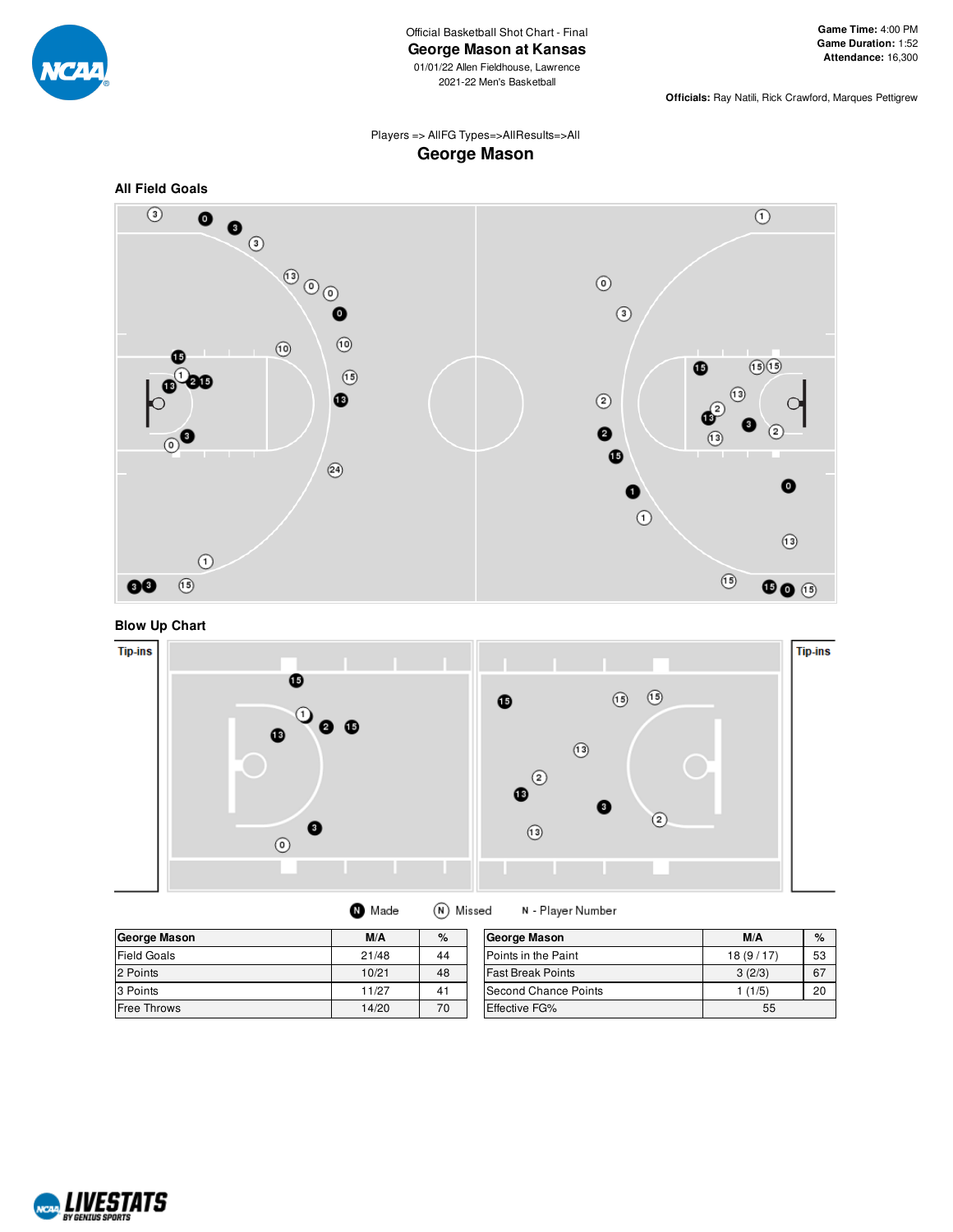Official Basketball Shot Chart - Final

# George Mason at Kansas

01/01/22 Allen Fieldhouse, Lawrence

2021-22 Men's Basketball

**Game Time:** 4:00 PM
**Game Duration:** 1:52
**Attendance:** 16,300

**Officials:** Ray Natili, Rick Crawford, Marques Pettigrew

Players => AllFG Types=>AllResults=>All

## George Mason

### All Field Goals

### Blow Up Chart

Tip-ins

Tip-ins

Made  Missed  N - Player Number

| George Mason | M/A | % |
|---|---|---|
| Field Goals | 21/48 | 44 |
| 2 Points | 10/21 | 48 |
| 3 Points | 11/27 | 41 |
| Free Throws | 14/20 | 70 |

| George Mason | M/A | % |
|---|---|---|
| Points in the Paint | 18 (9 / 17) | 53 |
| Fast Break Points | 3 (2/3) | 67 |
| Second Chance Points | 1 (1/5) | 20 |
| Effective FG% | 55 | |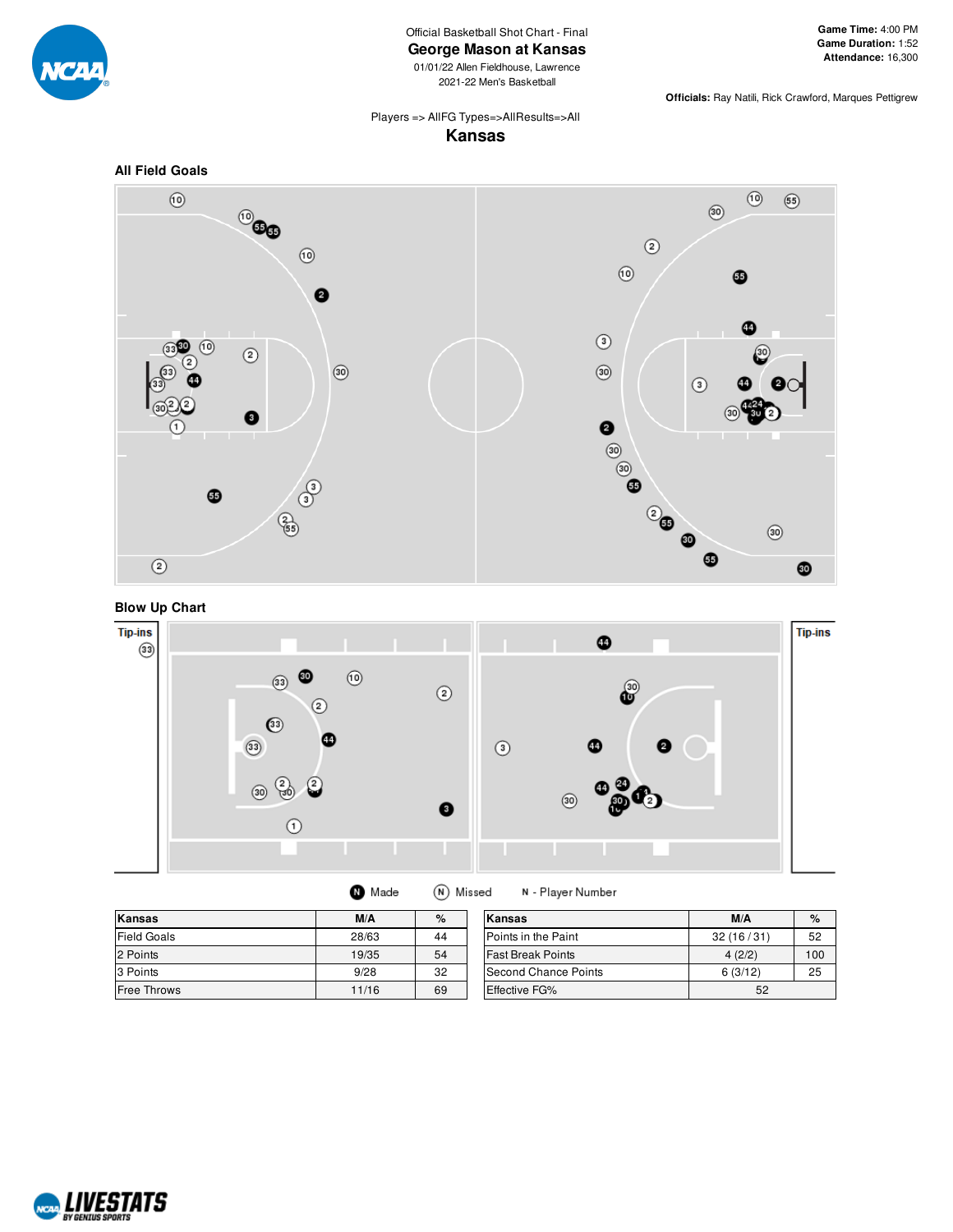Official Basketball Shot Chart - Final

# George Mason at Kansas

01/01/22 Allen Fieldhouse, Lawrence

2021-22 Men's Basketball

**Game Time:** 4:00 PM
**Game Duration:** 1:52
**Attendance:** 16,300

**Officials:** Ray Natili, Rick Crawford, Marques Pettigrew

Players => AllFG Types=>AllResults=>All

## Kansas

### All Field Goals

### Blow Up Chart

Tip-ins

Tip-ins

Made · Missed · N - Player Number

| Kansas | M/A | % |
|---|---|---|
| Field Goals | 28/63 | 44 |
| 2 Points | 19/35 | 54 |
| 3 Points | 9/28 | 32 |
| Free Throws | 11/16 | 69 |

| Kansas | M/A | % |
|---|---|---|
| Points in the Paint | 32 (16 / 31) | 52 |
| Fast Break Points | 4 (2/2) | 100 |
| Second Chance Points | 6 (3/12) | 25 |
| Effective FG% | 52 | |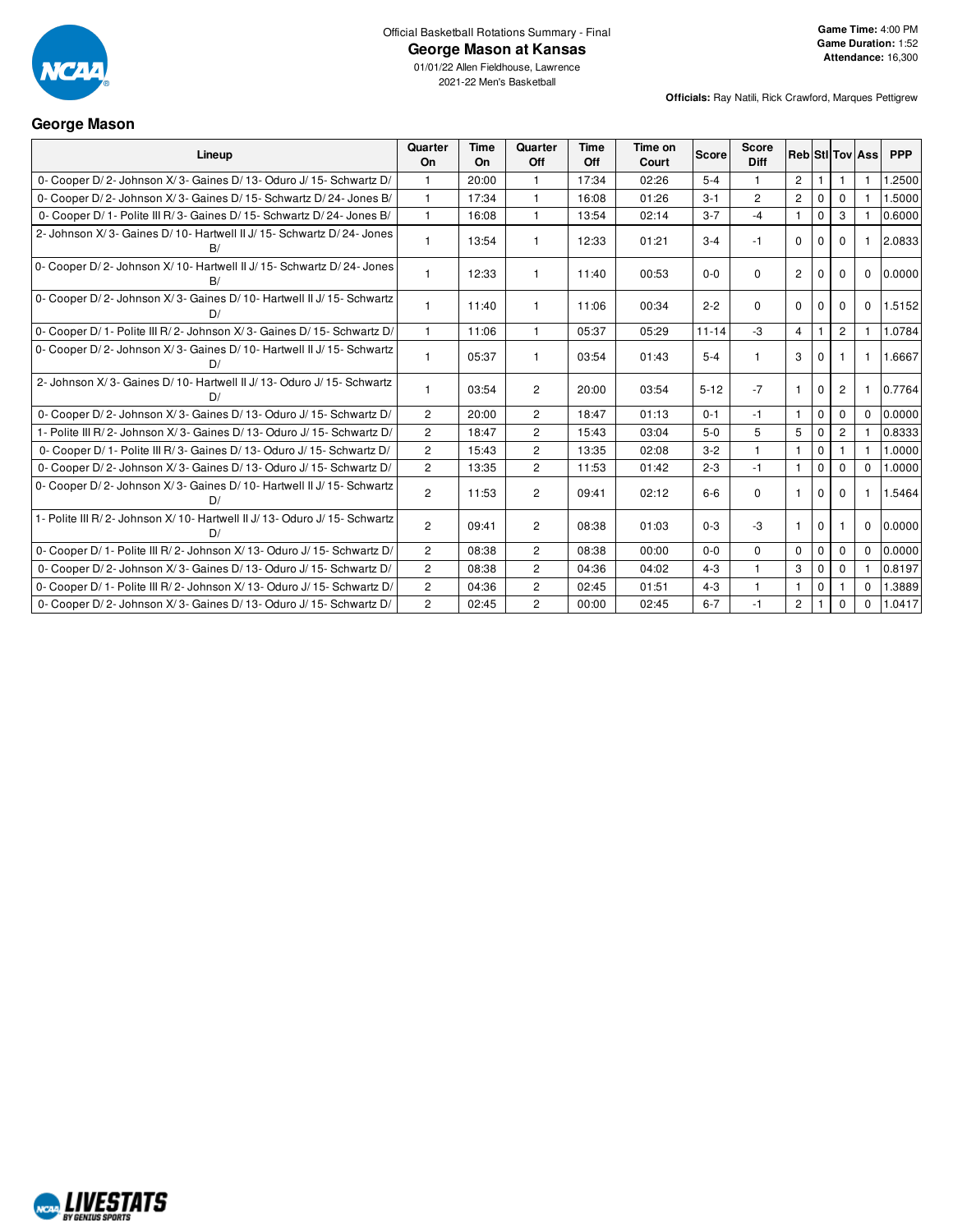Official Basketball Rotations Summary - Final

# George Mason at Kansas

01/01/22 Allen Fieldhouse, Lawrence

2021-22 Men's Basketball

**Game Time:** 4:00 PM
**Game Duration:** 1:52
**Attendance:** 16,300

**Officials:** Ray Natili, Rick Crawford, Marques Pettigrew

## George Mason

| Lineup | Quarter On | Time On | Quarter Off | Time Off | Time on Court | Score | Score Diff | Reb | Stl | Tov | Ass | PPP |
|---|---|---|---|---|---|---|---|---|---|---|---|---|
| 0- Cooper D/ 2- Johnson X/ 3- Gaines D/ 13- Oduro J/ 15- Schwartz D/ | 1 | 20:00 | 1 | 17:34 | 02:26 | 5-4 | 1 | 2 | 1 | 1 | 1 | 1.2500 |
| 0- Cooper D/ 2- Johnson X/ 3- Gaines D/ 15- Schwartz D/ 24- Jones B/ | 1 | 17:34 | 1 | 16:08 | 01:26 | 3-1 | 2 | 2 | 0 | 0 | 1 | 1.5000 |
| 0- Cooper D/ 1- Polite III R/ 3- Gaines D/ 15- Schwartz D/ 24- Jones B/ | 1 | 16:08 | 1 | 13:54 | 02:14 | 3-7 | -4 | 1 | 0 | 3 | 1 | 0.6000 |
| 2- Johnson X/ 3- Gaines D/ 10- Hartwell II J/ 15- Schwartz D/ 24- Jones B/ | 1 | 13:54 | 1 | 12:33 | 01:21 | 3-4 | -1 | 0 | 0 | 0 | 1 | 2.0833 |
| 0- Cooper D/ 2- Johnson X/ 10- Hartwell II J/ 15- Schwartz D/ 24- Jones B/ | 1 | 12:33 | 1 | 11:40 | 00:53 | 0-0 | 0 | 2 | 0 | 0 | 0 | 0.0000 |
| 0- Cooper D/ 2- Johnson X/ 3- Gaines D/ 10- Hartwell II J/ 15- Schwartz D/ | 1 | 11:40 | 1 | 11:06 | 00:34 | 2-2 | 0 | 0 | 0 | 0 | 0 | 1.5152 |
| 0- Cooper D/ 1- Polite III R/ 2- Johnson X/ 3- Gaines D/ 15- Schwartz D/ | 1 | 11:06 | 1 | 05:37 | 05:29 | 11-14 | -3 | 4 | 1 | 2 | 1 | 1.0784 |
| 0- Cooper D/ 2- Johnson X/ 3- Gaines D/ 10- Hartwell II J/ 15- Schwartz D/ | 1 | 05:37 | 1 | 03:54 | 01:43 | 5-4 | 1 | 3 | 0 | 1 | 1 | 1.6667 |
| 2- Johnson X/ 3- Gaines D/ 10- Hartwell II J/ 13- Oduro J/ 15- Schwartz D/ | 1 | 03:54 | 2 | 20:00 | 03:54 | 5-12 | -7 | 1 | 0 | 2 | 1 | 0.7764 |
| 0- Cooper D/ 2- Johnson X/ 3- Gaines D/ 13- Oduro J/ 15- Schwartz D/ | 2 | 20:00 | 2 | 18:47 | 01:13 | 0-1 | -1 | 1 | 0 | 0 | 0 | 0.0000 |
| 1- Polite III R/ 2- Johnson X/ 3- Gaines D/ 13- Oduro J/ 15- Schwartz D/ | 2 | 18:47 | 2 | 15:43 | 03:04 | 5-0 | 5 | 5 | 0 | 2 | 1 | 0.8333 |
| 0- Cooper D/ 1- Polite III R/ 3- Gaines D/ 13- Oduro J/ 15- Schwartz D/ | 2 | 15:43 | 2 | 13:35 | 02:08 | 3-2 | 1 | 1 | 0 | 1 | 1 | 1.0000 |
| 0- Cooper D/ 2- Johnson X/ 3- Gaines D/ 13- Oduro J/ 15- Schwartz D/ | 2 | 13:35 | 2 | 11:53 | 01:42 | 2-3 | -1 | 1 | 0 | 0 | 0 | 1.0000 |
| 0- Cooper D/ 2- Johnson X/ 3- Gaines D/ 10- Hartwell II J/ 15- Schwartz D/ | 2 | 11:53 | 2 | 09:41 | 02:12 | 6-6 | 0 | 1 | 0 | 0 | 1 | 1.5464 |
| 1- Polite III R/ 2- Johnson X/ 10- Hartwell II J/ 13- Oduro J/ 15- Schwartz D/ | 2 | 09:41 | 2 | 08:38 | 01:03 | 0-3 | -3 | 1 | 0 | 1 | 0 | 0.0000 |
| 0- Cooper D/ 1- Polite III R/ 2- Johnson X/ 13- Oduro J/ 15- Schwartz D/ | 2 | 08:38 | 2 | 08:38 | 00:00 | 0-0 | 0 | 0 | 0 | 0 | 0 | 0.0000 |
| 0- Cooper D/ 2- Johnson X/ 3- Gaines D/ 13- Oduro J/ 15- Schwartz D/ | 2 | 08:38 | 2 | 04:36 | 04:02 | 4-3 | 1 | 3 | 0 | 0 | 1 | 0.8197 |
| 0- Cooper D/ 1- Polite III R/ 2- Johnson X/ 13- Oduro J/ 15- Schwartz D/ | 2 | 04:36 | 2 | 02:45 | 01:51 | 4-3 | 1 | 1 | 0 | 1 | 0 | 1.3889 |
| 0- Cooper D/ 2- Johnson X/ 3- Gaines D/ 13- Oduro J/ 15- Schwartz D/ | 2 | 02:45 | 2 | 00:00 | 02:45 | 6-7 | -1 | 2 | 1 | 0 | 0 | 1.0417 |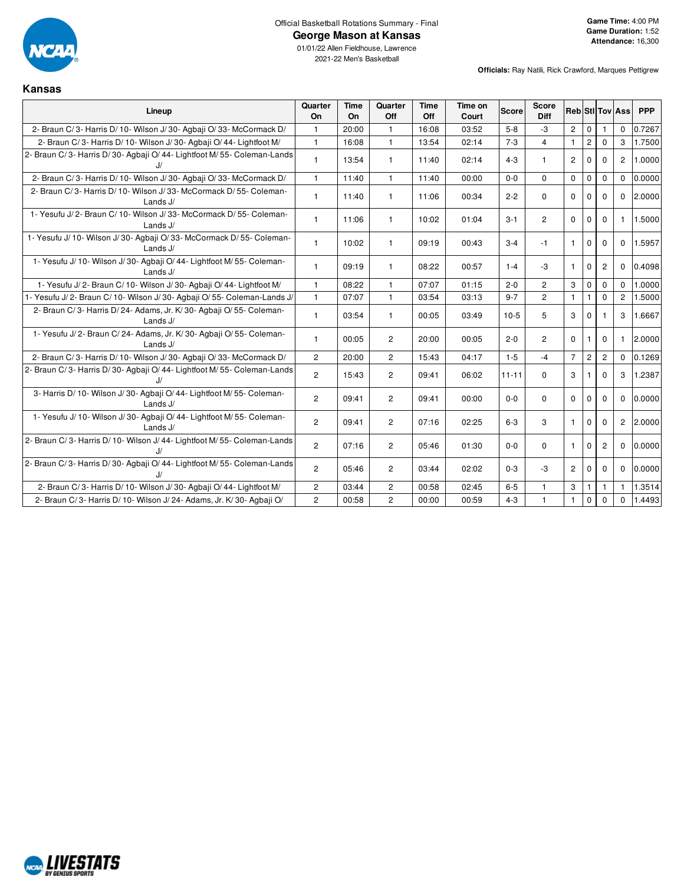Official Basketball Rotations Summary - Final

# George Mason at Kansas

01/01/22 Allen Fieldhouse, Lawrence
2021-22 Men's Basketball

**Game Time:** 4:00 PM
**Game Duration:** 1:52
**Attendance:** 16,300

**Officials:** Ray Natili, Rick Crawford, Marques Pettigrew

## Kansas

| Lineup | Quarter On | Time On | Quarter Off | Time Off | Time on Court | Score | Score Diff | Reb | Stl | Tov | Ass | PPP |
|---|---|---|---|---|---|---|---|---|---|---|---|---|
| 2- Braun C/ 3- Harris D/ 10- Wilson J/ 30- Agbaji O/ 33- McCormack D/ | 1 | 20:00 | 1 | 16:08 | 03:52 | 5-8 | -3 | 2 | 0 | 1 | 0 | 0.7267 |
| 2- Braun C/ 3- Harris D/ 10- Wilson J/ 30- Agbaji O/ 44- Lightfoot M/ | 1 | 16:08 | 1 | 13:54 | 02:14 | 7-3 | 4 | 1 | 2 | 0 | 3 | 1.7500 |
| 2- Braun C/ 3- Harris D/ 30- Agbaji O/ 44- Lightfoot M/ 55- Coleman-Lands J/ | 1 | 13:54 | 1 | 11:40 | 02:14 | 4-3 | 1 | 2 | 0 | 0 | 2 | 1.0000 |
| 2- Braun C/ 3- Harris D/ 10- Wilson J/ 30- Agbaji O/ 33- McCormack D/ | 1 | 11:40 | 1 | 11:40 | 00:00 | 0-0 | 0 | 0 | 0 | 0 | 0 | 0.0000 |
| 2- Braun C/ 3- Harris D/ 10- Wilson J/ 33- McCormack D/ 55- Coleman-Lands J/ | 1 | 11:40 | 1 | 11:06 | 00:34 | 2-2 | 0 | 0 | 0 | 0 | 0 | 2.0000 |
| 1- Yesufu J/ 2- Braun C/ 10- Wilson J/ 33- McCormack D/ 55- Coleman-Lands J/ | 1 | 11:06 | 1 | 10:02 | 01:04 | 3-1 | 2 | 0 | 0 | 0 | 1 | 1.5000 |
| 1- Yesufu J/ 10- Wilson J/ 30- Agbaji O/ 33- McCormack D/ 55- Coleman-Lands J/ | 1 | 10:02 | 1 | 09:19 | 00:43 | 3-4 | -1 | 1 | 0 | 0 | 0 | 1.5957 |
| 1- Yesufu J/ 10- Wilson J/ 30- Agbaji O/ 44- Lightfoot M/ 55- Coleman-Lands J/ | 1 | 09:19 | 1 | 08:22 | 00:57 | 1-4 | -3 | 1 | 0 | 2 | 0 | 0.4098 |
| 1- Yesufu J/ 2- Braun C/ 10- Wilson J/ 30- Agbaji O/ 44- Lightfoot M/ | 1 | 08:22 | 1 | 07:07 | 01:15 | 2-0 | 2 | 3 | 0 | 0 | 0 | 1.0000 |
| 1- Yesufu J/ 2- Braun C/ 10- Wilson J/ 30- Agbaji O/ 55- Coleman-Lands J/ | 1 | 07:07 | 1 | 03:54 | 03:13 | 9-7 | 2 | 1 | 1 | 0 | 2 | 1.5000 |
| 2- Braun C/ 3- Harris D/ 24- Adams, Jr. K/ 30- Agbaji O/ 55- Coleman-Lands J/ | 1 | 03:54 | 1 | 00:05 | 03:49 | 10-5 | 5 | 3 | 0 | 1 | 3 | 1.6667 |
| 1- Yesufu J/ 2- Braun C/ 24- Adams, Jr. K/ 30- Agbaji O/ 55- Coleman-Lands J/ | 1 | 00:05 | 2 | 20:00 | 00:05 | 2-0 | 2 | 0 | 1 | 0 | 1 | 2.0000 |
| 2- Braun C/ 3- Harris D/ 10- Wilson J/ 30- Agbaji O/ 33- McCormack D/ | 2 | 20:00 | 2 | 15:43 | 04:17 | 1-5 | -4 | 7 | 2 | 2 | 0 | 0.1269 |
| 2- Braun C/ 3- Harris D/ 30- Agbaji O/ 44- Lightfoot M/ 55- Coleman-Lands J/ | 2 | 15:43 | 2 | 09:41 | 06:02 | 11-11 | 0 | 3 | 1 | 0 | 3 | 1.2387 |
| 3- Harris D/ 10- Wilson J/ 30- Agbaji O/ 44- Lightfoot M/ 55- Coleman-Lands J/ | 2 | 09:41 | 2 | 09:41 | 00:00 | 0-0 | 0 | 0 | 0 | 0 | 0 | 0.0000 |
| 1- Yesufu J/ 10- Wilson J/ 30- Agbaji O/ 44- Lightfoot M/ 55- Coleman-Lands J/ | 2 | 09:41 | 2 | 07:16 | 02:25 | 6-3 | 3 | 1 | 0 | 0 | 2 | 2.0000 |
| 2- Braun C/ 3- Harris D/ 10- Wilson J/ 44- Lightfoot M/ 55- Coleman-Lands J/ | 2 | 07:16 | 2 | 05:46 | 01:30 | 0-0 | 0 | 1 | 0 | 2 | 0 | 0.0000 |
| 2- Braun C/ 3- Harris D/ 30- Agbaji O/ 44- Lightfoot M/ 55- Coleman-Lands J/ | 2 | 05:46 | 2 | 03:44 | 02:02 | 0-3 | -3 | 2 | 0 | 0 | 0 | 0.0000 |
| 2- Braun C/ 3- Harris D/ 10- Wilson J/ 30- Agbaji O/ 44- Lightfoot M/ | 2 | 03:44 | 2 | 00:58 | 02:45 | 6-5 | 1 | 3 | 1 | 1 | 1 | 1.3514 |
| 2- Braun C/ 3- Harris D/ 10- Wilson J/ 24- Adams, Jr. K/ 30- Agbaji O/ | 2 | 00:58 | 2 | 00:00 | 00:59 | 4-3 | 1 | 1 | 0 | 0 | 0 | 1.4493 |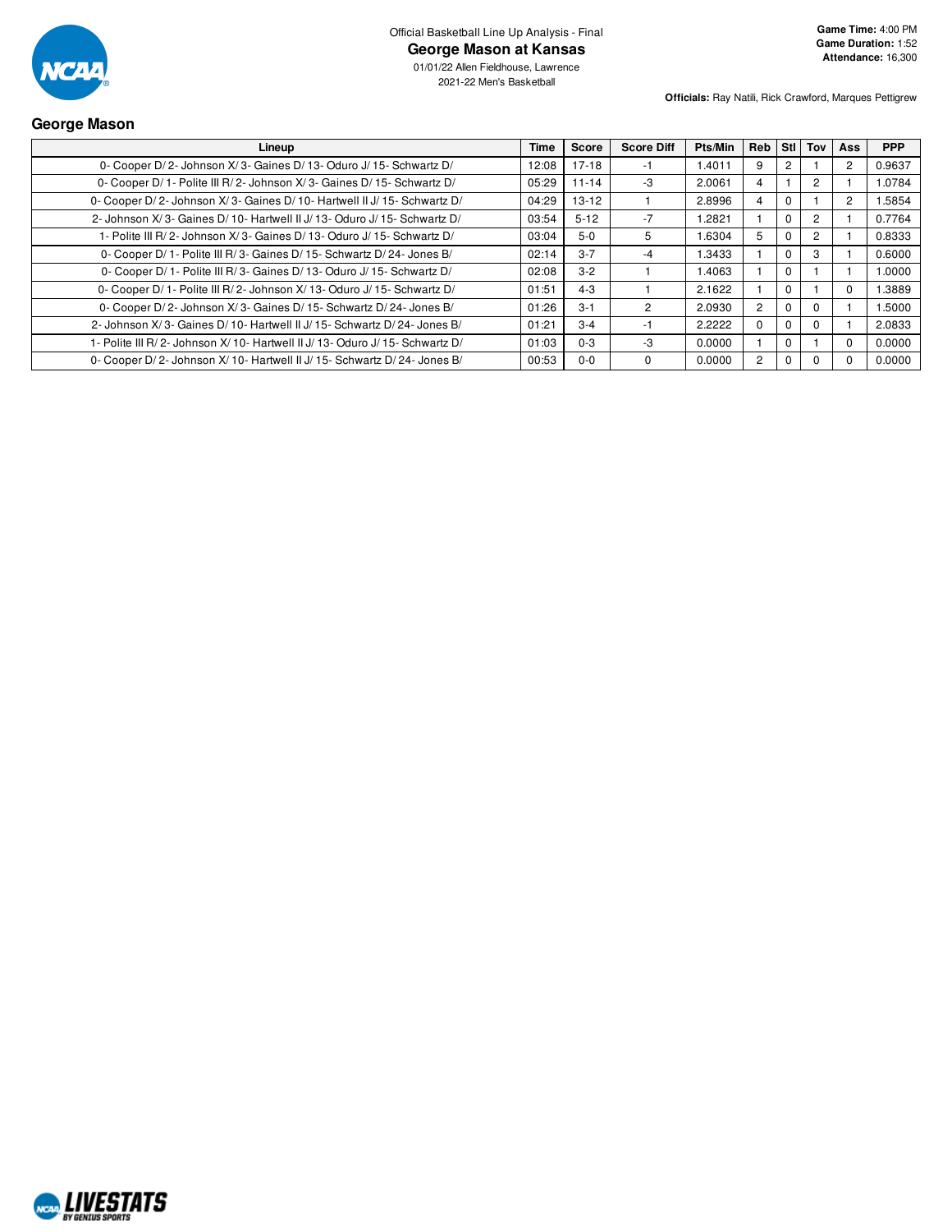Official Basketball Line Up Analysis - Final

# George Mason at Kansas

01/01/22 Allen Fieldhouse, Lawrence
2021-22 Men's Basketball

**Game Time:** 4:00 PM
**Game Duration:** 1:52
**Attendance:** 16,300

**Officials:** Ray Natili, Rick Crawford, Marques Pettigrew

## George Mason

| Lineup | Time | Score | Score Diff | Pts/Min | Reb | Stl | Tov | Ass | PPP |
|---|---|---|---|---|---|---|---|---|---|
| 0- Cooper D/ 2- Johnson X/ 3- Gaines D/ 13- Oduro J/ 15- Schwartz D/ | 12:08 | 17-18 | -1 | 1.4011 | 9 | 2 | 1 | 2 | 0.9637 |
| 0- Cooper D/ 1- Polite III R/ 2- Johnson X/ 3- Gaines D/ 15- Schwartz D/ | 05:29 | 11-14 | -3 | 2.0061 | 4 | 1 | 2 | 1 | 1.0784 |
| 0- Cooper D/ 2- Johnson X/ 3- Gaines D/ 10- Hartwell II J/ 15- Schwartz D/ | 04:29 | 13-12 | 1 | 2.8996 | 4 | 0 | 1 | 2 | 1.5854 |
| 2- Johnson X/ 3- Gaines D/ 10- Hartwell II J/ 13- Oduro J/ 15- Schwartz D/ | 03:54 | 5-12 | -7 | 1.2821 | 1 | 0 | 2 | 1 | 0.7764 |
| 1- Polite III R/ 2- Johnson X/ 3- Gaines D/ 13- Oduro J/ 15- Schwartz D/ | 03:04 | 5-0 | 5 | 1.6304 | 5 | 0 | 2 | 1 | 0.8333 |
| 0- Cooper D/ 1- Polite III R/ 3- Gaines D/ 15- Schwartz D/ 24- Jones B/ | 02:14 | 3-7 | -4 | 1.3433 | 1 | 0 | 3 | 1 | 0.6000 |
| 0- Cooper D/ 1- Polite III R/ 3- Gaines D/ 13- Oduro J/ 15- Schwartz D/ | 02:08 | 3-2 | 1 | 1.4063 | 1 | 0 | 1 | 1 | 1.0000 |
| 0- Cooper D/ 1- Polite III R/ 2- Johnson X/ 13- Oduro J/ 15- Schwartz D/ | 01:51 | 4-3 | 1 | 2.1622 | 1 | 0 | 1 | 0 | 1.3889 |
| 0- Cooper D/ 2- Johnson X/ 3- Gaines D/ 15- Schwartz D/ 24- Jones B/ | 01:26 | 3-1 | 2 | 2.0930 | 2 | 0 | 0 | 1 | 1.5000 |
| 2- Johnson X/ 3- Gaines D/ 10- Hartwell II J/ 15- Schwartz D/ 24- Jones B/ | 01:21 | 3-4 | -1 | 2.2222 | 0 | 0 | 0 | 1 | 2.0833 |
| 1- Polite III R/ 2- Johnson X/ 10- Hartwell II J/ 13- Oduro J/ 15- Schwartz D/ | 01:03 | 0-3 | -3 | 0.0000 | 1 | 0 | 1 | 0 | 0.0000 |
| 0- Cooper D/ 2- Johnson X/ 10- Hartwell II J/ 15- Schwartz D/ 24- Jones B/ | 00:53 | 0-0 | 0 | 0.0000 | 2 | 0 | 0 | 0 | 0.0000 |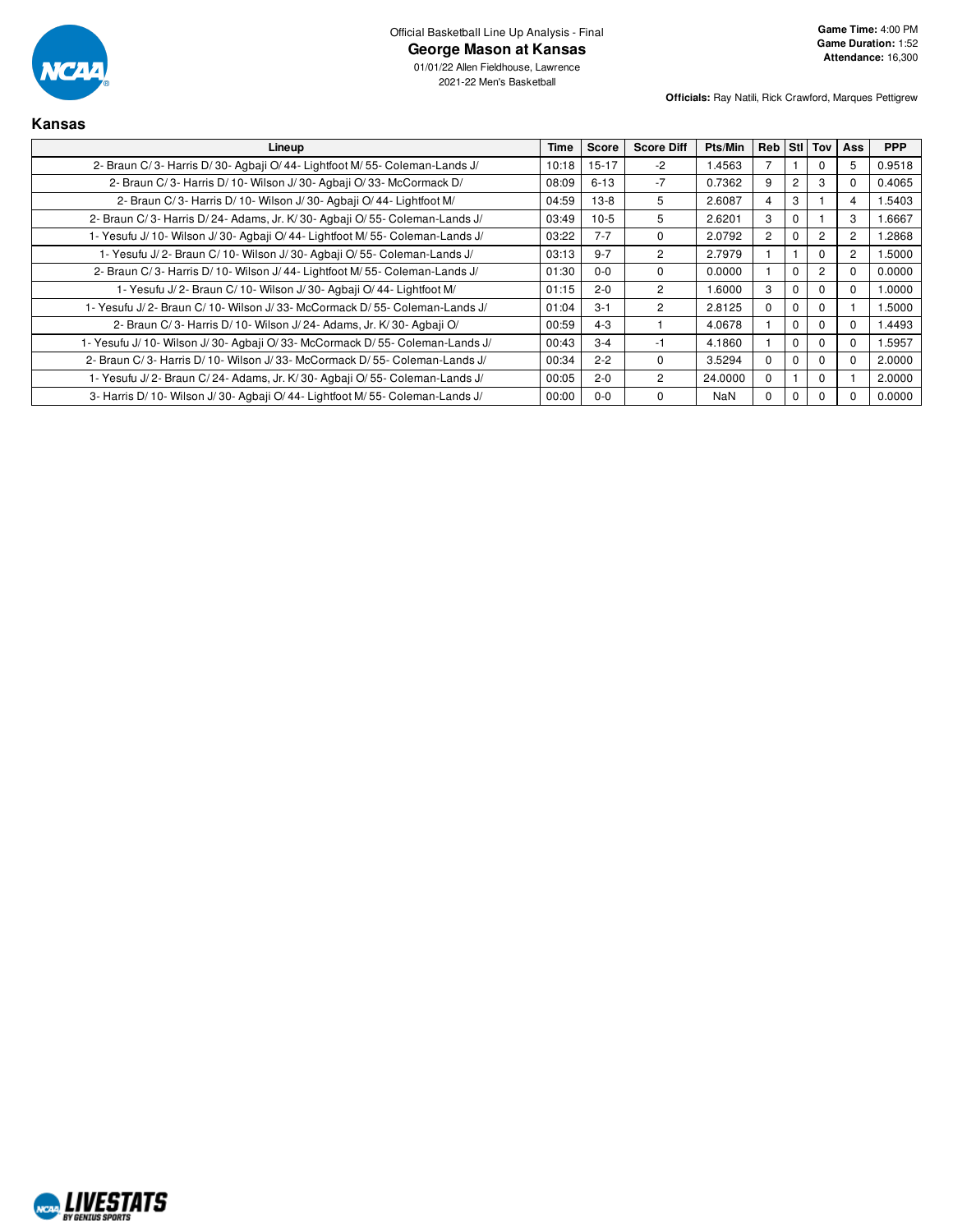Official Basketball Line Up Analysis - Final

# George Mason at Kansas

01/01/22 Allen Fieldhouse, Lawrence

2021-22 Men's Basketball

**Game Time:** 4:00 PM
**Game Duration:** 1:52
**Attendance:** 16,300

**Officials:** Ray Natili, Rick Crawford, Marques Pettigrew

## Kansas

| Lineup | Time | Score | Score Diff | Pts/Min | Reb | Stl | Tov | Ass | PPP |
|---|---|---|---|---|---|---|---|---|---|
| 2- Braun C/ 3- Harris D/ 30- Agbaji O/ 44- Lightfoot M/ 55- Coleman-Lands J/ | 10:18 | 15-17 | -2 | 1.4563 | 7 | 1 | 0 | 5 | 0.9518 |
| 2- Braun C/ 3- Harris D/ 10- Wilson J/ 30- Agbaji O/ 33- McCormack D/ | 08:09 | 6-13 | -7 | 0.7362 | 9 | 2 | 3 | 0 | 0.4065 |
| 2- Braun C/ 3- Harris D/ 10- Wilson J/ 30- Agbaji O/ 44- Lightfoot M/ | 04:59 | 13-8 | 5 | 2.6087 | 4 | 3 | 1 | 4 | 1.5403 |
| 2- Braun C/ 3- Harris D/ 24- Adams, Jr. K/ 30- Agbaji O/ 55- Coleman-Lands J/ | 03:49 | 10-5 | 5 | 2.6201 | 3 | 0 | 1 | 3 | 1.6667 |
| 1- Yesufu J/ 10- Wilson J/ 30- Agbaji O/ 44- Lightfoot M/ 55- Coleman-Lands J/ | 03:22 | 7-7 | 0 | 2.0792 | 2 | 0 | 2 | 2 | 1.2868 |
| 1- Yesufu J/ 2- Braun C/ 10- Wilson J/ 30- Agbaji O/ 55- Coleman-Lands J/ | 03:13 | 9-7 | 2 | 2.7979 | 1 | 1 | 0 | 2 | 1.5000 |
| 2- Braun C/ 3- Harris D/ 10- Wilson J/ 44- Lightfoot M/ 55- Coleman-Lands J/ | 01:30 | 0-0 | 0 | 0.0000 | 1 | 0 | 2 | 0 | 0.0000 |
| 1- Yesufu J/ 2- Braun C/ 10- Wilson J/ 30- Agbaji O/ 44- Lightfoot M/ | 01:15 | 2-0 | 2 | 1.6000 | 3 | 0 | 0 | 0 | 1.0000 |
| 1- Yesufu J/ 2- Braun C/ 10- Wilson J/ 33- McCormack D/ 55- Coleman-Lands J/ | 01:04 | 3-1 | 2 | 2.8125 | 0 | 0 | 0 | 1 | 1.5000 |
| 2- Braun C/ 3- Harris D/ 10- Wilson J/ 24- Adams, Jr. K/ 30- Agbaji O/ | 00:59 | 4-3 | 1 | 4.0678 | 1 | 0 | 0 | 0 | 1.4493 |
| 1- Yesufu J/ 10- Wilson J/ 30- Agbaji O/ 33- McCormack D/ 55- Coleman-Lands J/ | 00:43 | 3-4 | -1 | 4.1860 | 1 | 0 | 0 | 0 | 1.5957 |
| 2- Braun C/ 3- Harris D/ 10- Wilson J/ 33- McCormack D/ 55- Coleman-Lands J/ | 00:34 | 2-2 | 0 | 3.5294 | 0 | 0 | 0 | 0 | 2.0000 |
| 1- Yesufu J/ 2- Braun C/ 24- Adams, Jr. K/ 30- Agbaji O/ 55- Coleman-Lands J/ | 00:05 | 2-0 | 2 | 24.0000 | 0 | 1 | 0 | 1 | 2.0000 |
| 3- Harris D/ 10- Wilson J/ 30- Agbaji O/ 44- Lightfoot M/ 55- Coleman-Lands J/ | 00:00 | 0-0 | 0 | NaN | 0 | 0 | 0 | 0 | 0.0000 |